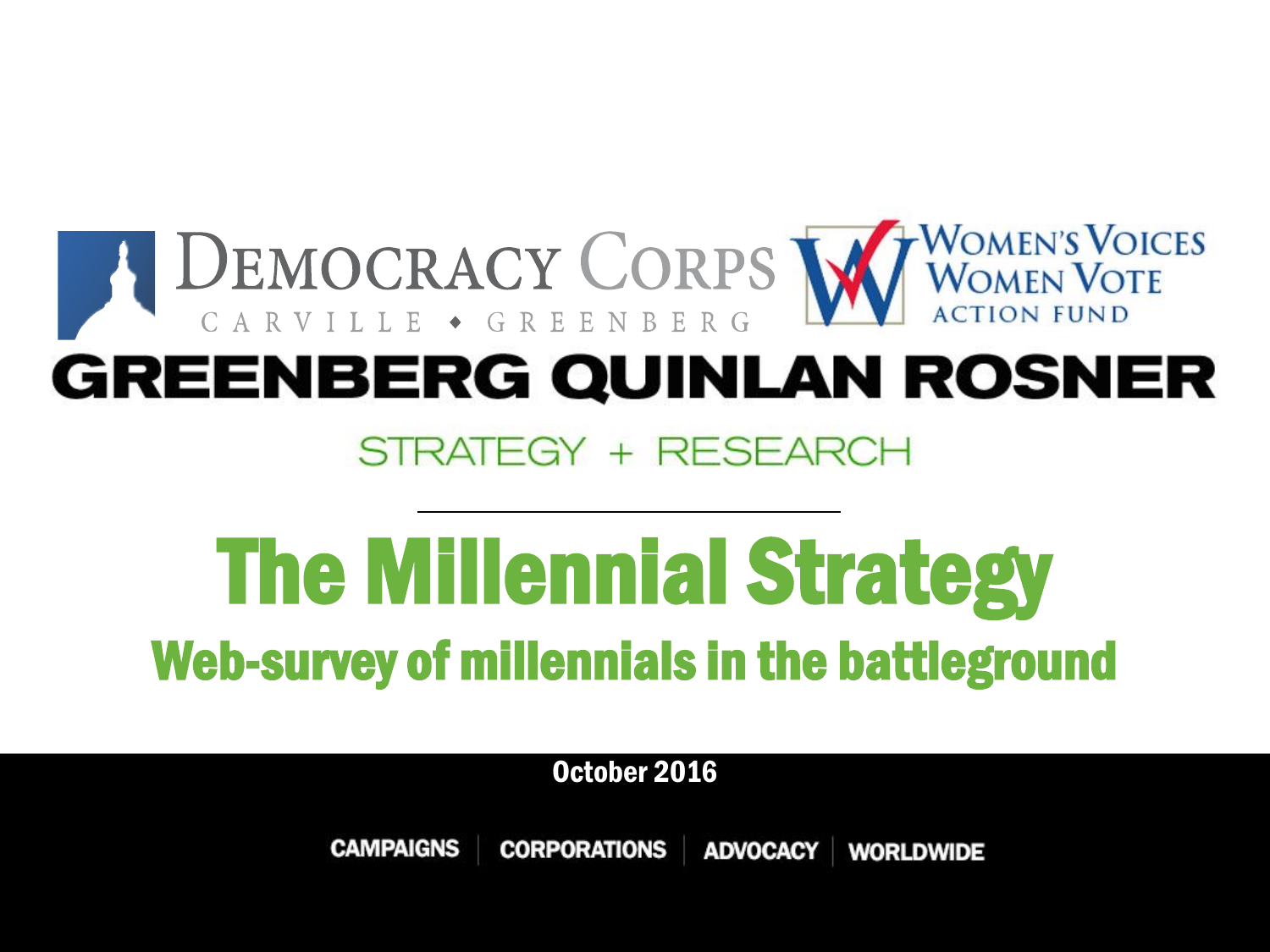DEMOCRACY CORPS

CARVILLE • GREENBERG

WOMEN'S VOICES WOMEN VOTE ACTION FUND

GREENBERG QUINLAN ROSNER

STRATEGY + RESEARCH

# The Millennial Strategy

## Web-survey of millennials in the battleground

October 2016

CAMPAIGNS | CORPORATIONS | ADVOCACY | WORLDWIDE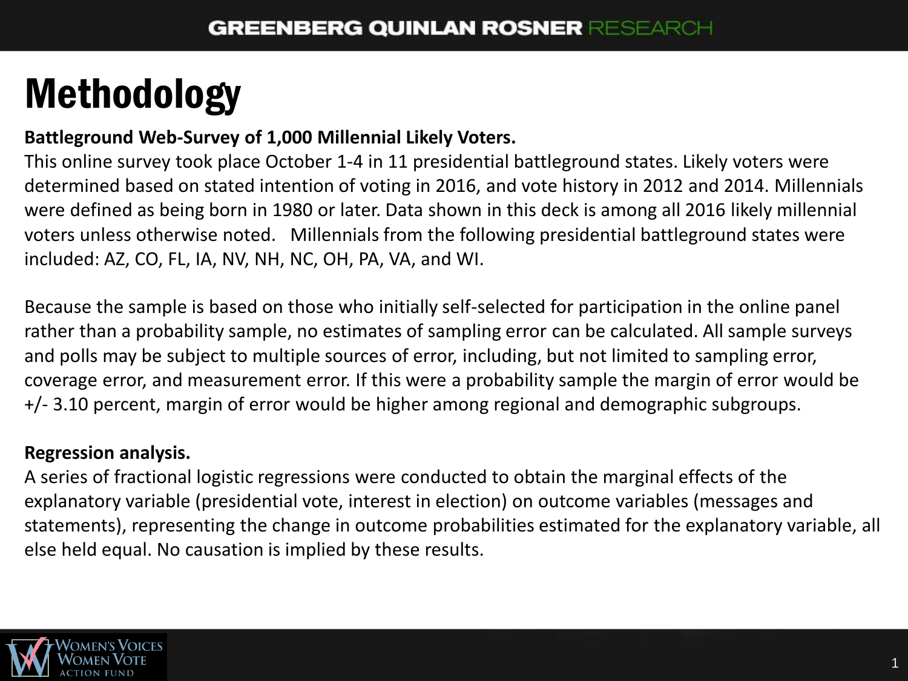# Methodology

**Battleground Web-Survey of 1,000 Millennial Likely Voters.**
This online survey took place October 1-4 in 11 presidential battleground states. Likely voters were determined based on stated intention of voting in 2016, and vote history in 2012 and 2014. Millennials were defined as being born in 1980 or later. Data shown in this deck is among all 2016 likely millennial voters unless otherwise noted. Millennials from the following presidential battleground states were included: AZ, CO, FL, IA, NV, NH, NC, OH, PA, VA, and WI.

Because the sample is based on those who initially self-selected for participation in the online panel rather than a probability sample, no estimates of sampling error can be calculated. All sample surveys and polls may be subject to multiple sources of error, including, but not limited to sampling error, coverage error, and measurement error. If this were a probability sample the margin of error would be +/- 3.10 percent, margin of error would be higher among regional and demographic subgroups.

**Regression analysis.**
A series of fractional logistic regressions were conducted to obtain the marginal effects of the explanatory variable (presidential vote, interest in election) on outcome variables (messages and statements), representing the change in outcome probabilities estimated for the explanatory variable, all else held equal. No causation is implied by these results.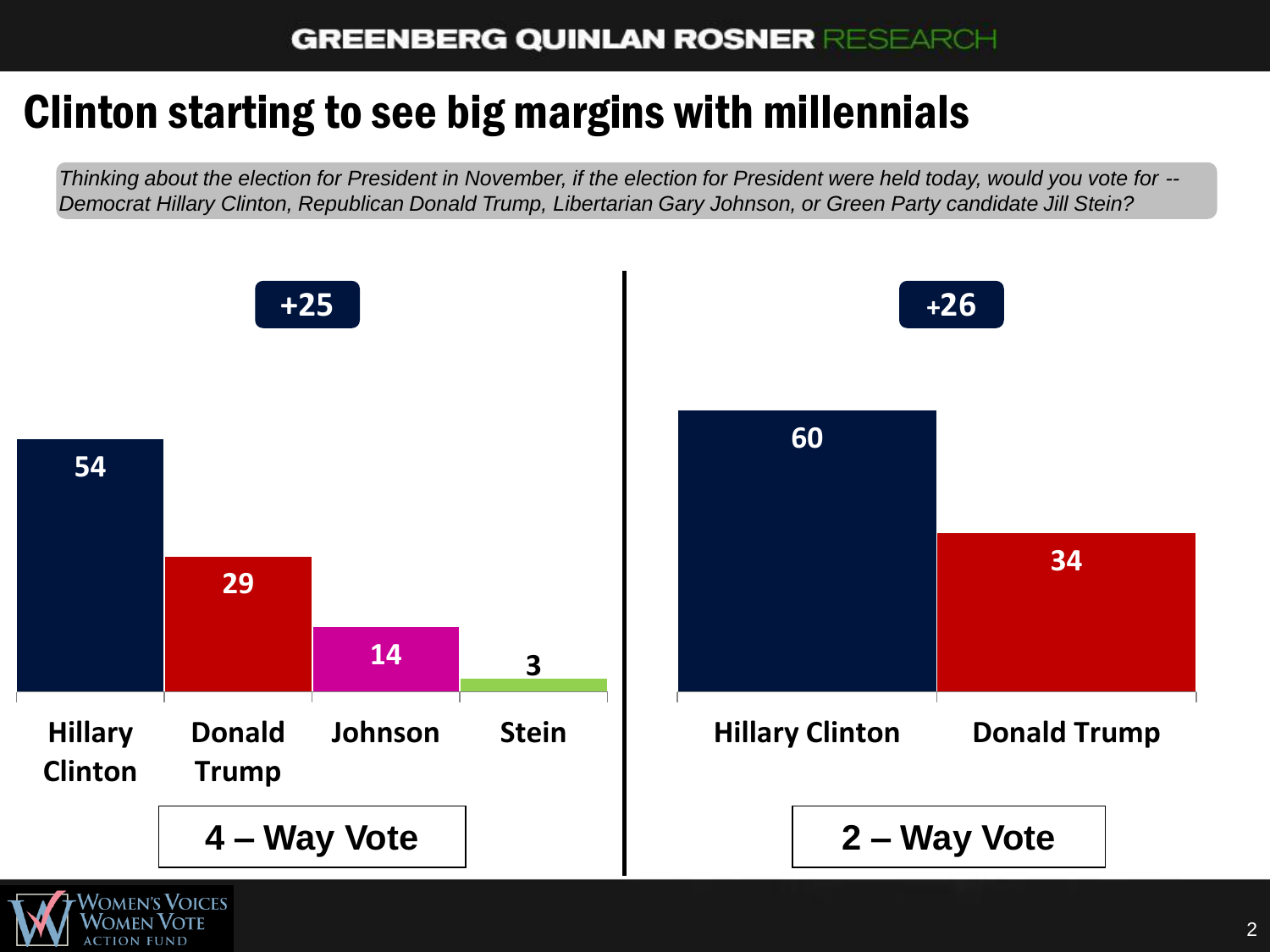# Clinton starting to see big margins with millennials

*Thinking about the election for President in November, if the election for President were held today, would you vote for -- Democrat Hillary Clinton, Republican Donald Trump, Libertarian Gary Johnson, or Green Party candidate Jill Stein?*

**4 – Way Vote** (+25)

| Candidate | % |
|---|---|
| Hillary Clinton | 54 |
| Donald Trump | 29 |
| Johnson | 14 |
| Stein | 3 |

**2 – Way Vote** (+26)

| Candidate | % |
|---|---|
| Hillary Clinton | 60 |
| Donald Trump | 34 |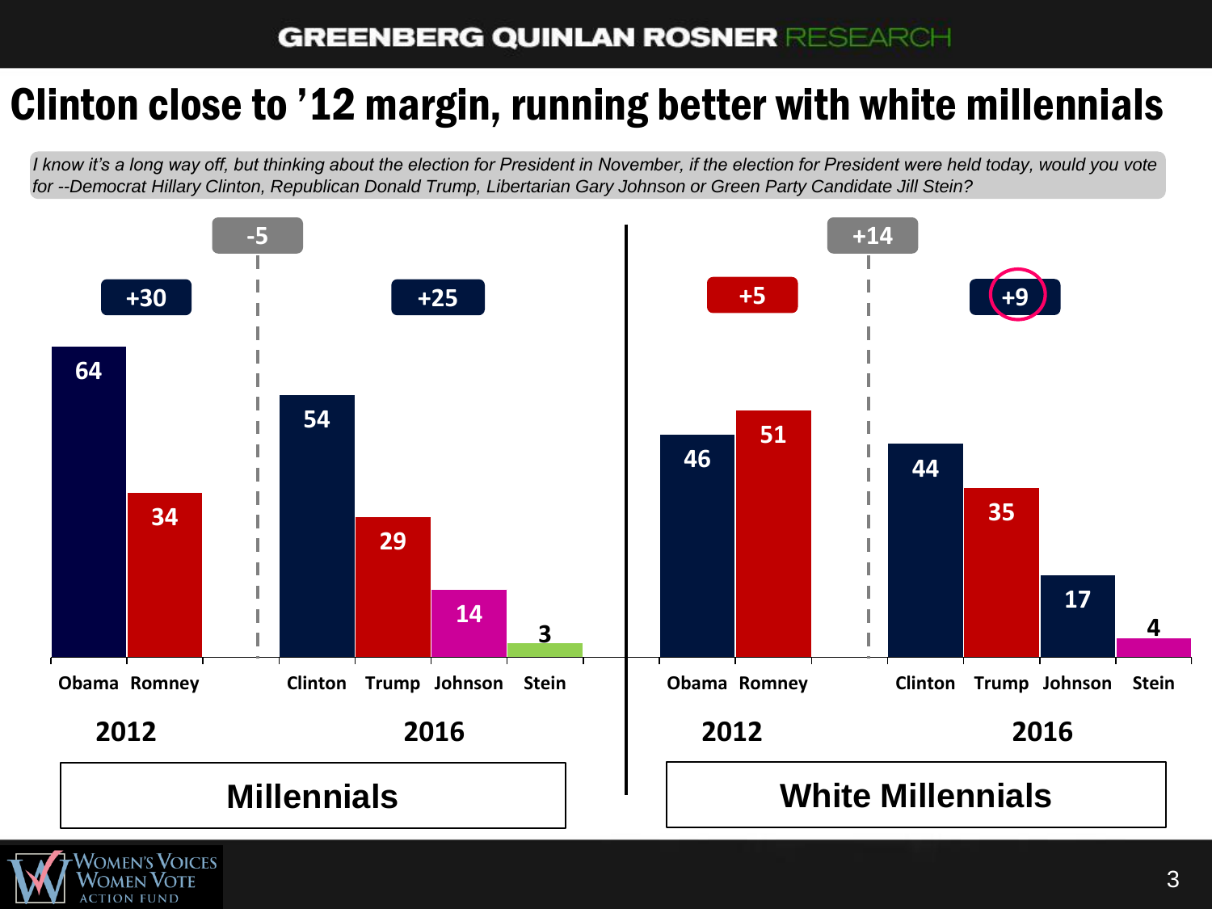# Clinton close to '12 margin, running better with white millennials

*I know it's a long way off, but thinking about the election for President in November, if the election for President were held today, would you vote for --Democrat Hillary Clinton, Republican Donald Trump, Libertarian Gary Johnson or Green Party Candidate Jill Stein?*

**Millennials** (change: -5)

| | Obama | Romney | Clinton | Trump | Johnson | Stein |
|---|---|---|---|---|---|---|
| 2012 (+30) | 64 | 34 | | | | |
| 2016 (+25) | | | 54 | 29 | 14 | 3 |

**White Millennials** (change: +14)

| | Obama | Romney | Clinton | Trump | Johnson | Stein |
|---|---|---|---|---|---|---|
| 2012 (+5) | 46 | 51 | | | | |
| 2016 (+9) | | | 44 | 35 | 17 | 4 |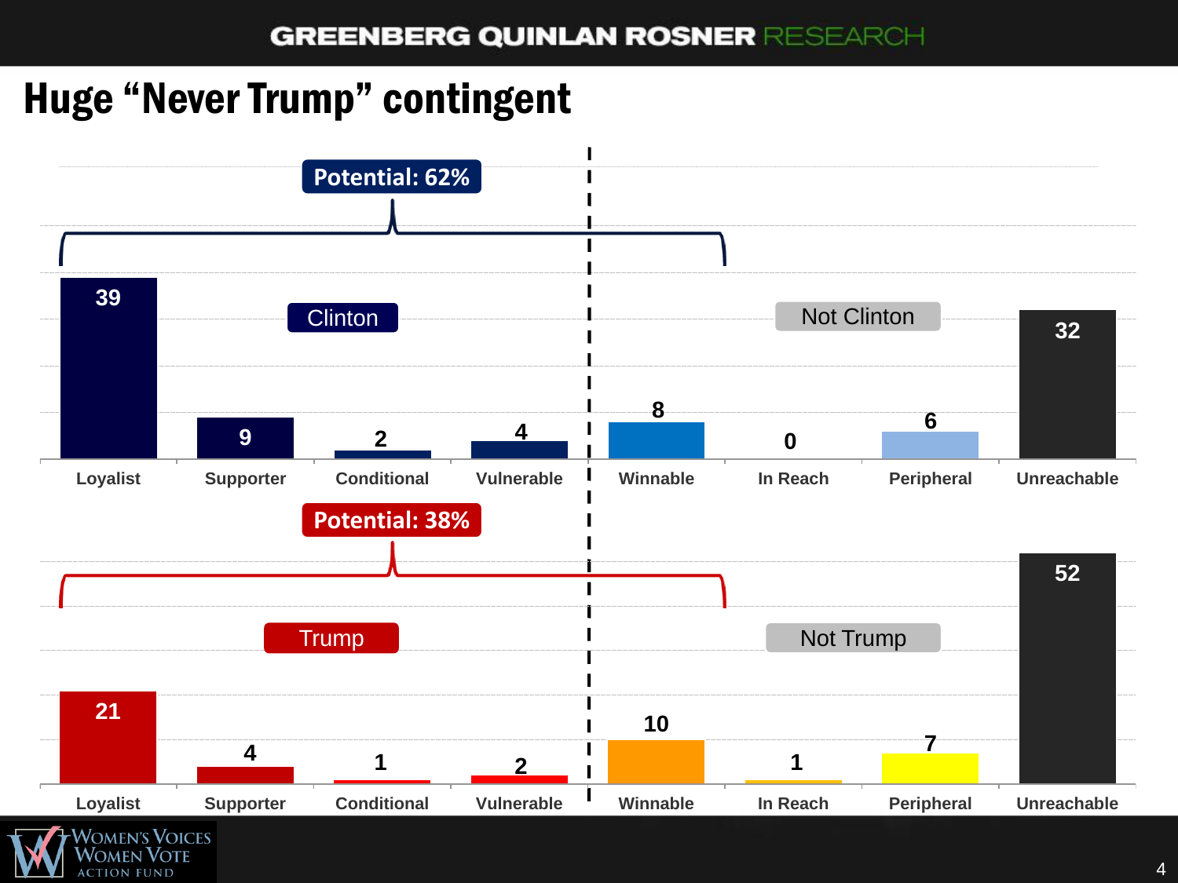# Huge "Never Trump" contingent

**Potential: 62%**

| | Clinton | | | | Not Clinton | | | |
|---|---|---|---|---|---|---|---|---|
| | Loyalist | Supporter | Conditional | Vulnerable | Winnable | In Reach | Peripheral | Unreachable |
| % | 39 | 9 | 2 | 4 | 8 | 0 | 6 | 32 |

**Potential: 38%**

| | Trump | | | | Not Trump | | | |
|---|---|---|---|---|---|---|---|---|
| | Loyalist | Supporter | Conditional | Vulnerable | Winnable | In Reach | Peripheral | Unreachable |
| % | 21 | 4 | 1 | 2 | 10 | 1 | 7 | 52 |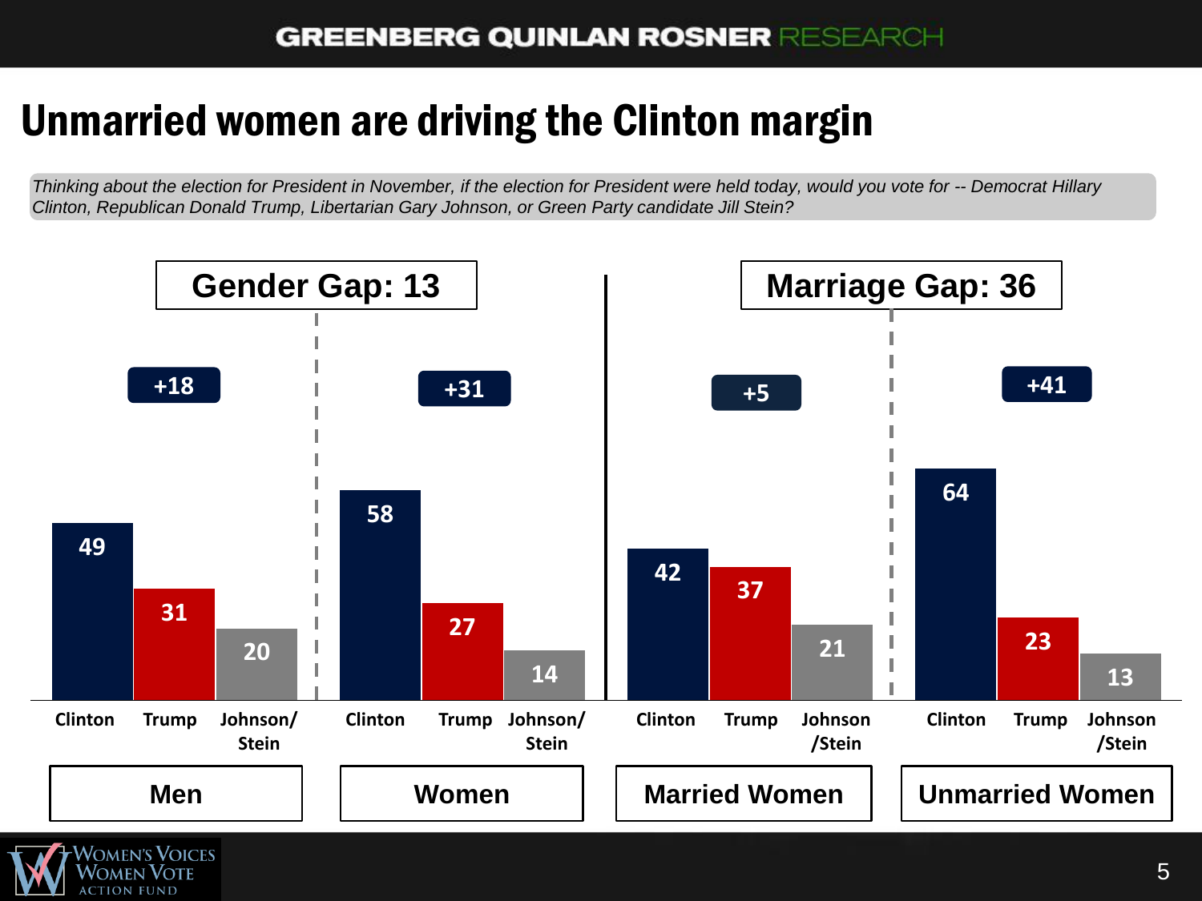# Unmarried women are driving the Clinton margin

*Thinking about the election for President in November, if the election for President were held today, would you vote for -- Democrat Hillary Clinton, Republican Donald Trump, Libertarian Gary Johnson, or Green Party candidate Jill Stein?*

**Gender Gap: 13**

**Marriage Gap: 36**

| | Clinton | Trump | Johnson/Stein | Margin |
|---|---|---|---|---|
| Men | 49 | 31 | 20 | +18 |
| Women | 58 | 27 | 14 | +31 |
| Married Women | 42 | 37 | 21 | +5 |
| Unmarried Women | 64 | 23 | 13 | +41 |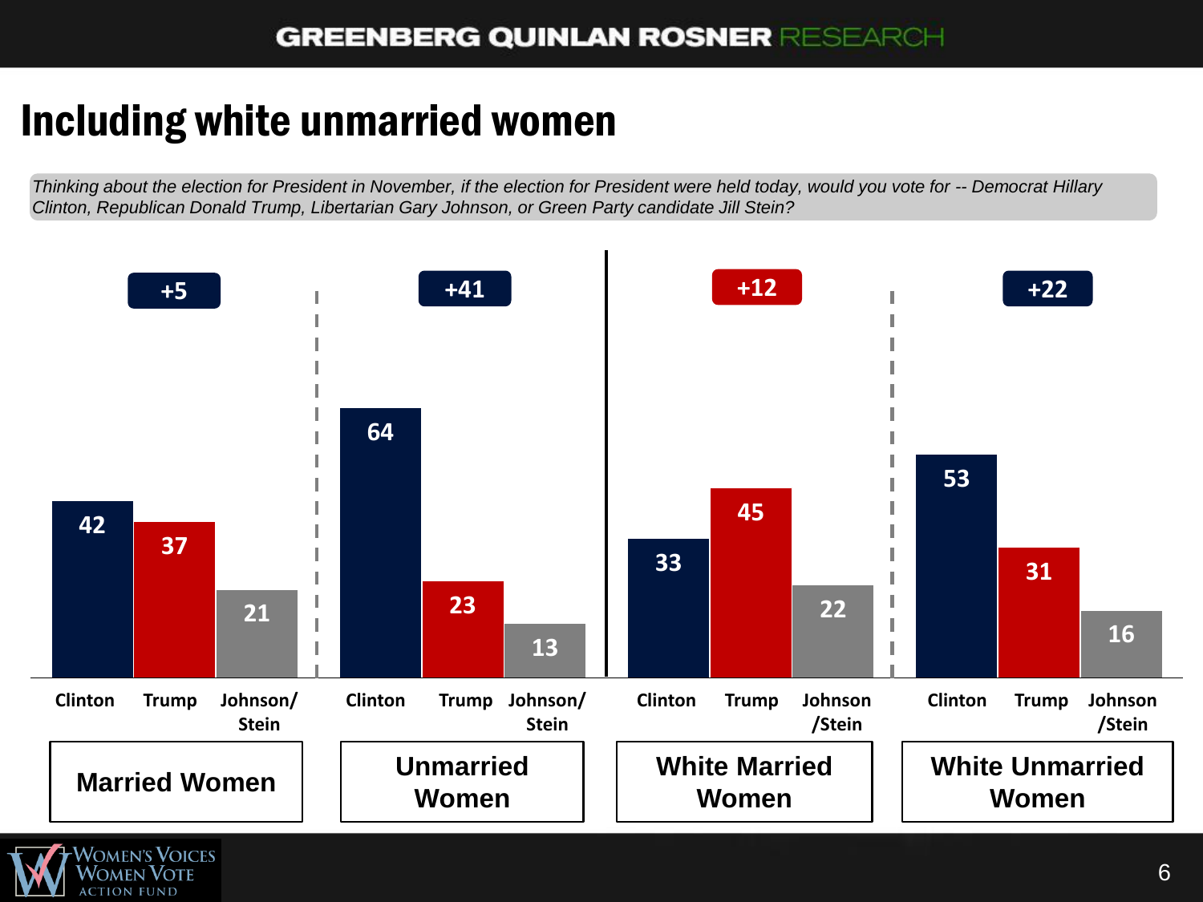# Including white unmarried women

*Thinking about the election for President in November, if the election for President were held today, would you vote for -- Democrat Hillary Clinton, Republican Donald Trump, Libertarian Gary Johnson, or Green Party candidate Jill Stein?*

| | Clinton | Trump | Johnson/Stein | Margin |
|---|---|---|---|---|
| Married Women | 42 | 37 | 21 | +5 |
| Unmarried Women | 64 | 23 | 13 | +41 |
| White Married Women | 33 | 45 | 22 | +12 |
| White Unmarried Women | 53 | 31 | 16 | +22 |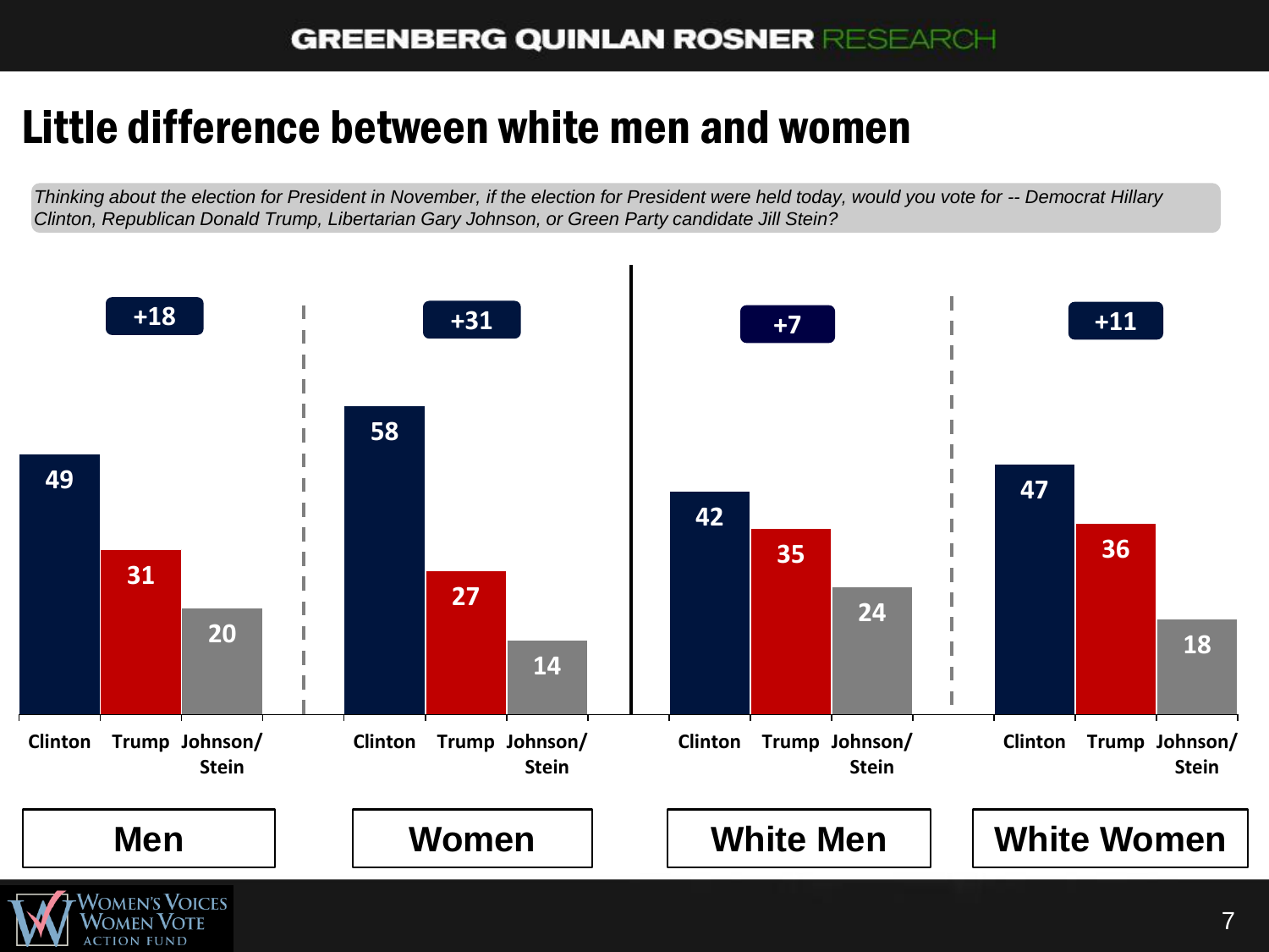# Little difference between white men and women

*Thinking about the election for President in November, if the election for President were held today, would you vote for -- Democrat Hillary Clinton, Republican Donald Trump, Libertarian Gary Johnson, or Green Party candidate Jill Stein?*

| | Clinton | Trump | Johnson/Stein | Margin |
|---|---|---|---|---|
| Men | 49 | 31 | 20 | +18 |
| Women | 58 | 27 | 14 | +31 |
| White Men | 42 | 35 | 24 | +7 |
| White Women | 47 | 36 | 18 | +11 |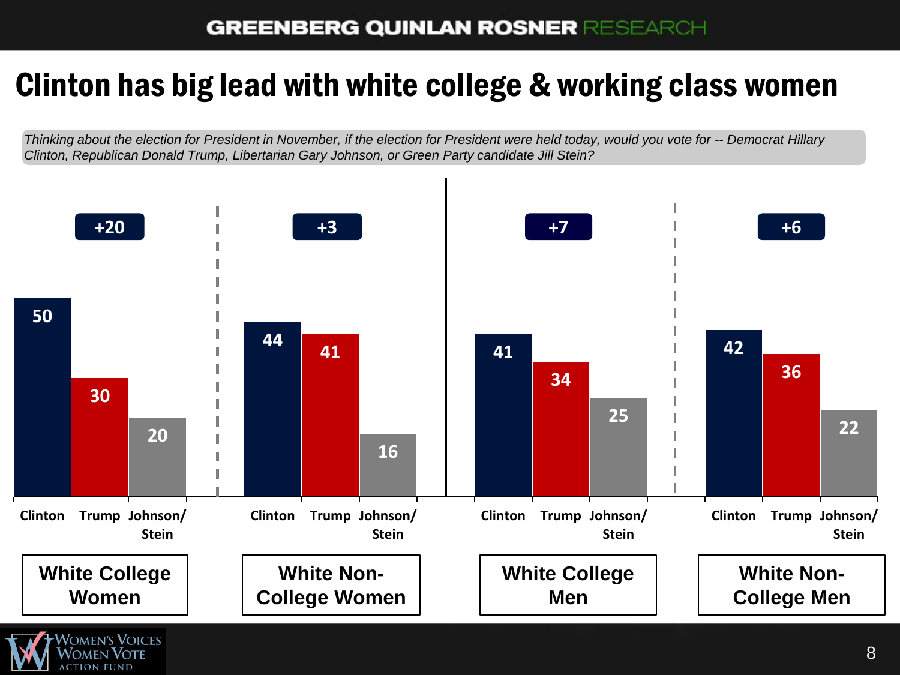# Clinton has big lead with white college & working class women

*Thinking about the election for President in November, if the election for President were held today, would you vote for -- Democrat Hillary Clinton, Republican Donald Trump, Libertarian Gary Johnson, or Green Party candidate Jill Stein?*

| | Clinton | Trump | Johnson/Stein | Margin |
|---|---|---|---|---|
| White College Women | 50 | 30 | 20 | +20 |
| White Non-College Women | 44 | 41 | 16 | +3 |
| White College Men | 41 | 34 | 25 | +7 |
| White Non-College Men | 42 | 36 | 22 | +6 |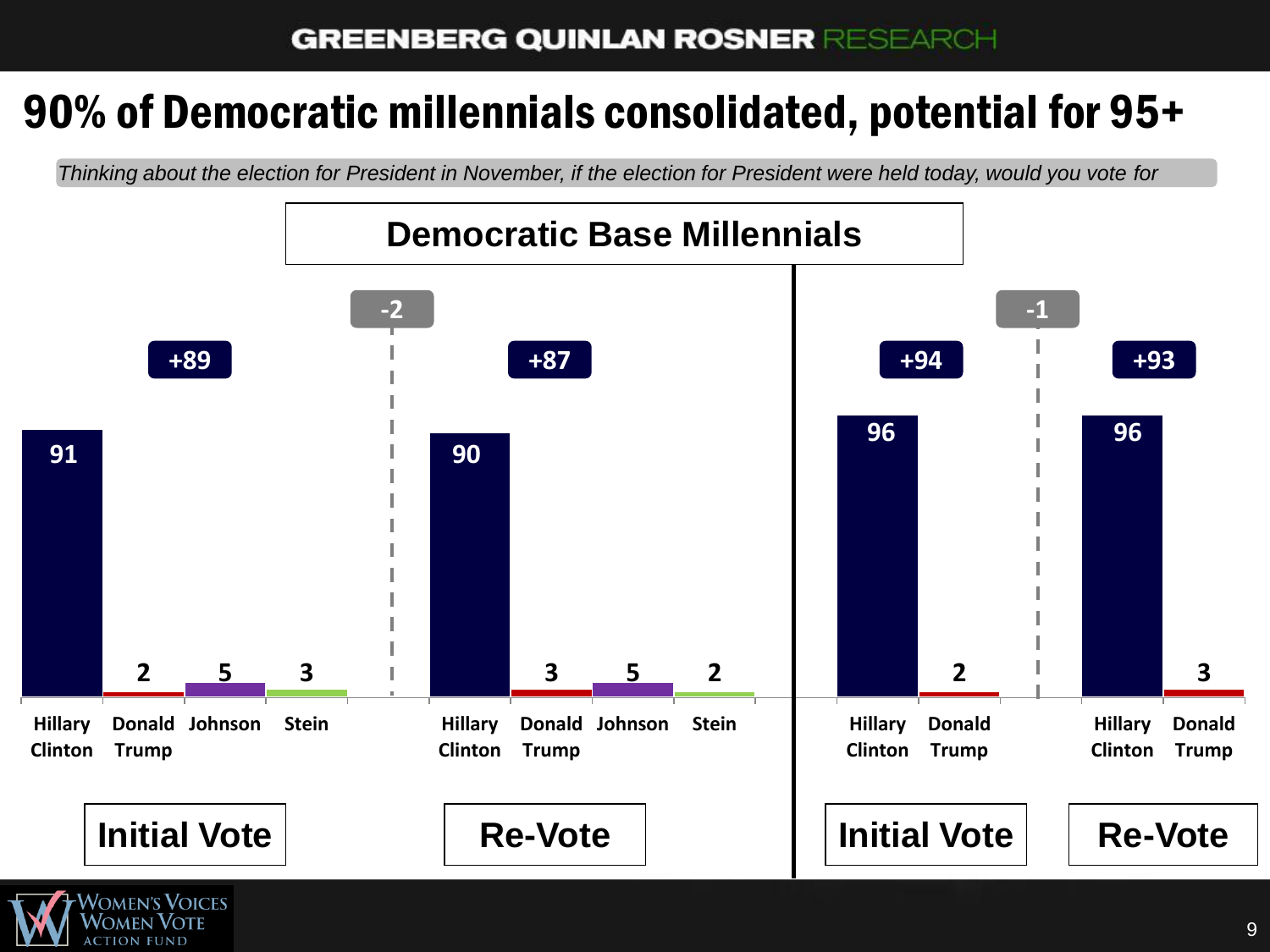# 90% of Democratic millennials consolidated, potential for 95+

*Thinking about the election for President in November, if the election for President were held today, would you vote for*

## Democratic Base Millennials

| | Hillary Clinton | Donald Trump | Johnson | Stein | Margin |
|---|---|---|---|---|---|
| Initial Vote | 91 | 2 | 5 | 3 | +89 |
| Re-Vote | 90 | 3 | 5 | 2 | +87 |

Change: -2

| | Hillary Clinton | Donald Trump | Margin |
|---|---|---|---|
| Initial Vote | 96 | 2 | +94 |
| Re-Vote | 96 | 3 | +93 |

Change: -1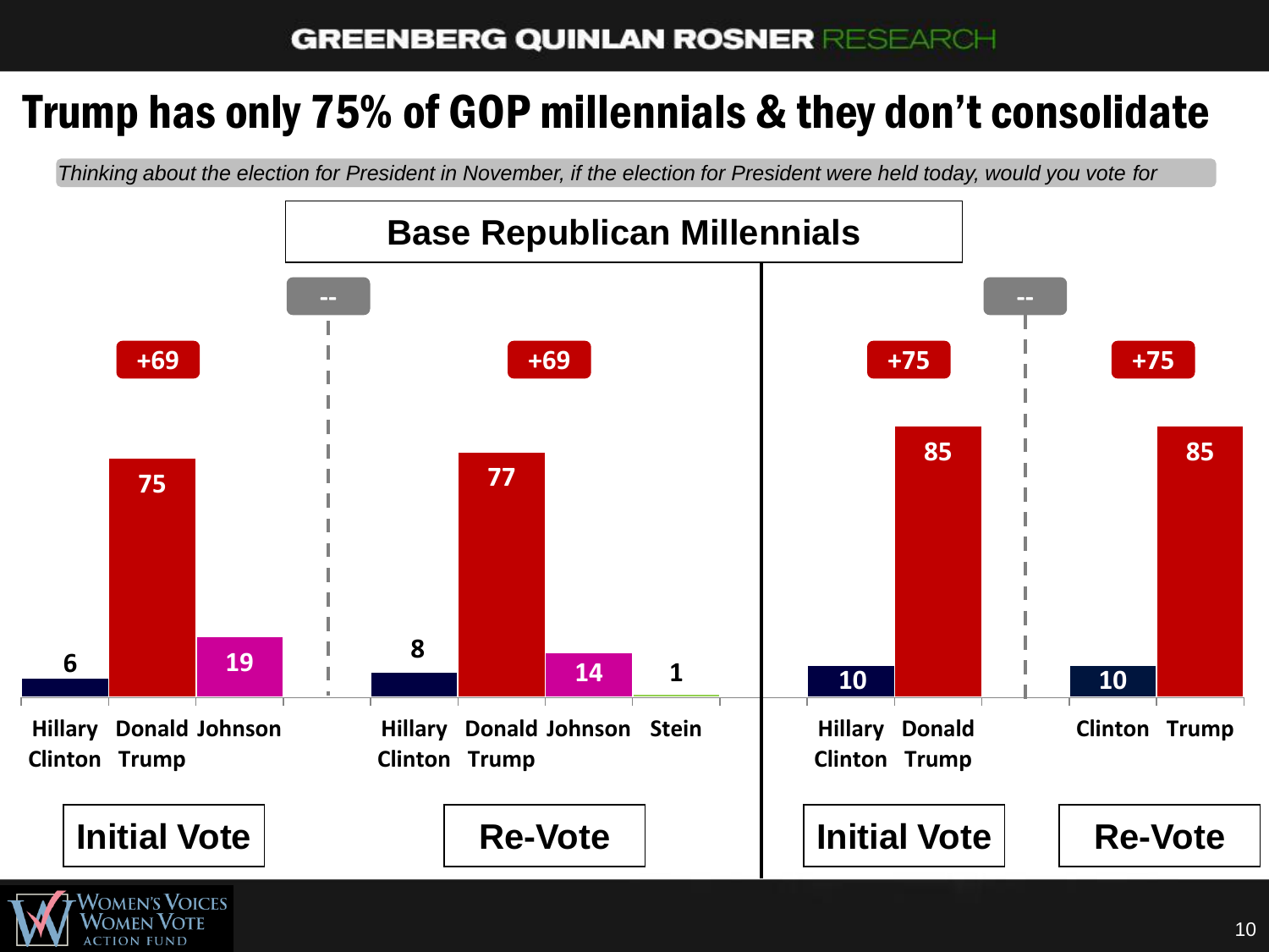# Trump has only 75% of GOP millennials & they don't consolidate

*Thinking about the election for President in November, if the election for President were held today, would you vote for*

## Base Republican Millennials

| | Hillary Clinton | Donald Trump | Johnson | Stein | Margin |
|---|---|---|---|---|---|
| Initial Vote | 6 | 75 | 19 | | +69 |
| Re-Vote | 8 | 77 | 14 | 1 | +69 |

Change between Initial Vote and Re-Vote: --

| | Hillary Clinton | Donald Trump | Margin |
|---|---|---|---|
| Initial Vote | 10 | 85 | +75 |
| Re-Vote | 10 | 85 | +75 |

Change between Initial Vote and Re-Vote: --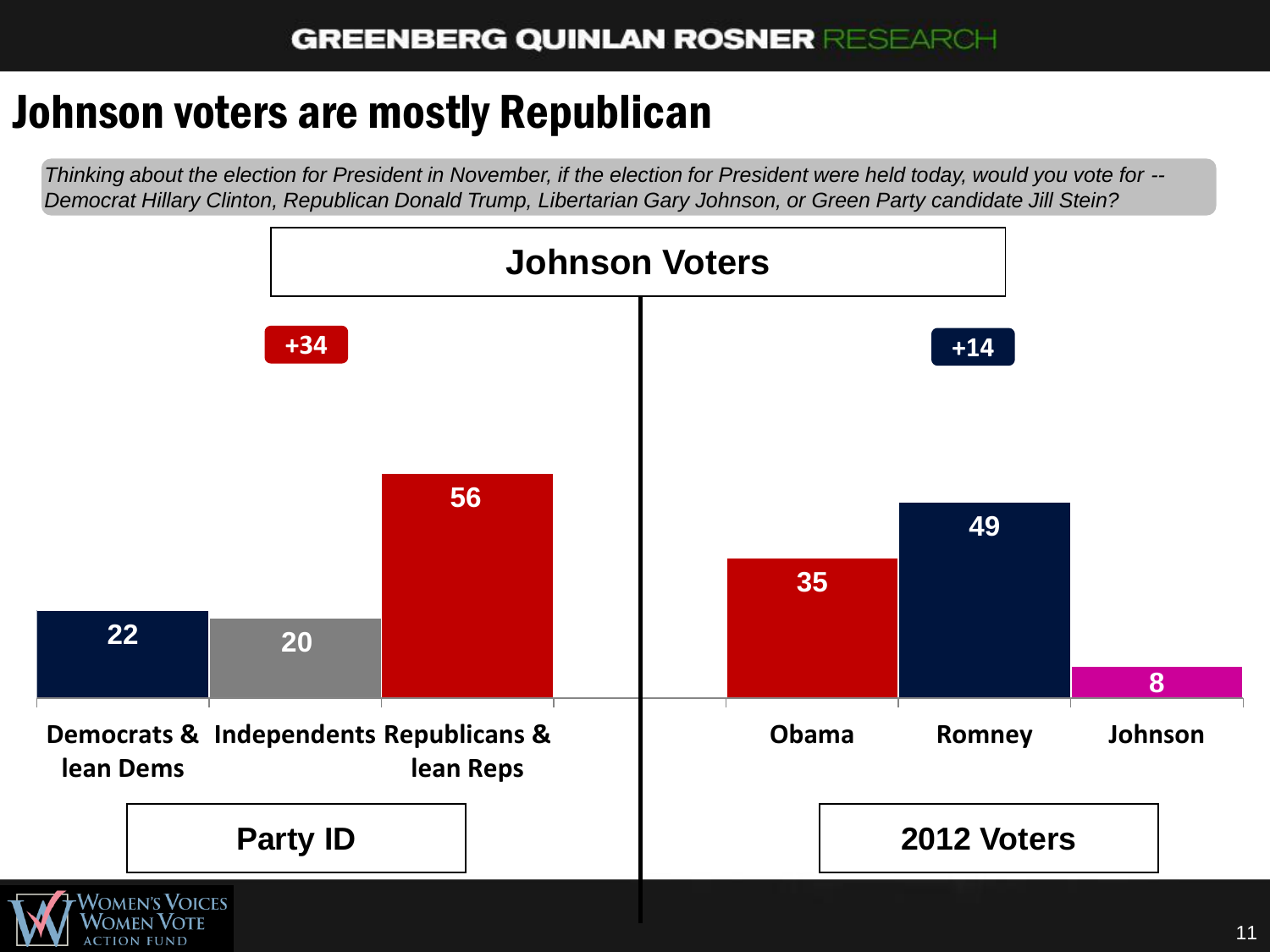# Johnson voters are mostly Republican

*Thinking about the election for President in November, if the election for President were held today, would you vote for -- Democrat Hillary Clinton, Republican Donald Trump, Libertarian Gary Johnson, or Green Party candidate Jill Stein?*

## Johnson Voters

**Party ID** (+34)

| Democrats & lean Dems | Independents | Republicans & lean Reps |
|---|---|---|
| 22 | 20 | 56 |

**2012 Voters** (+14)

| Obama | Romney | Johnson |
|---|---|---|
| 35 | 49 | 8 |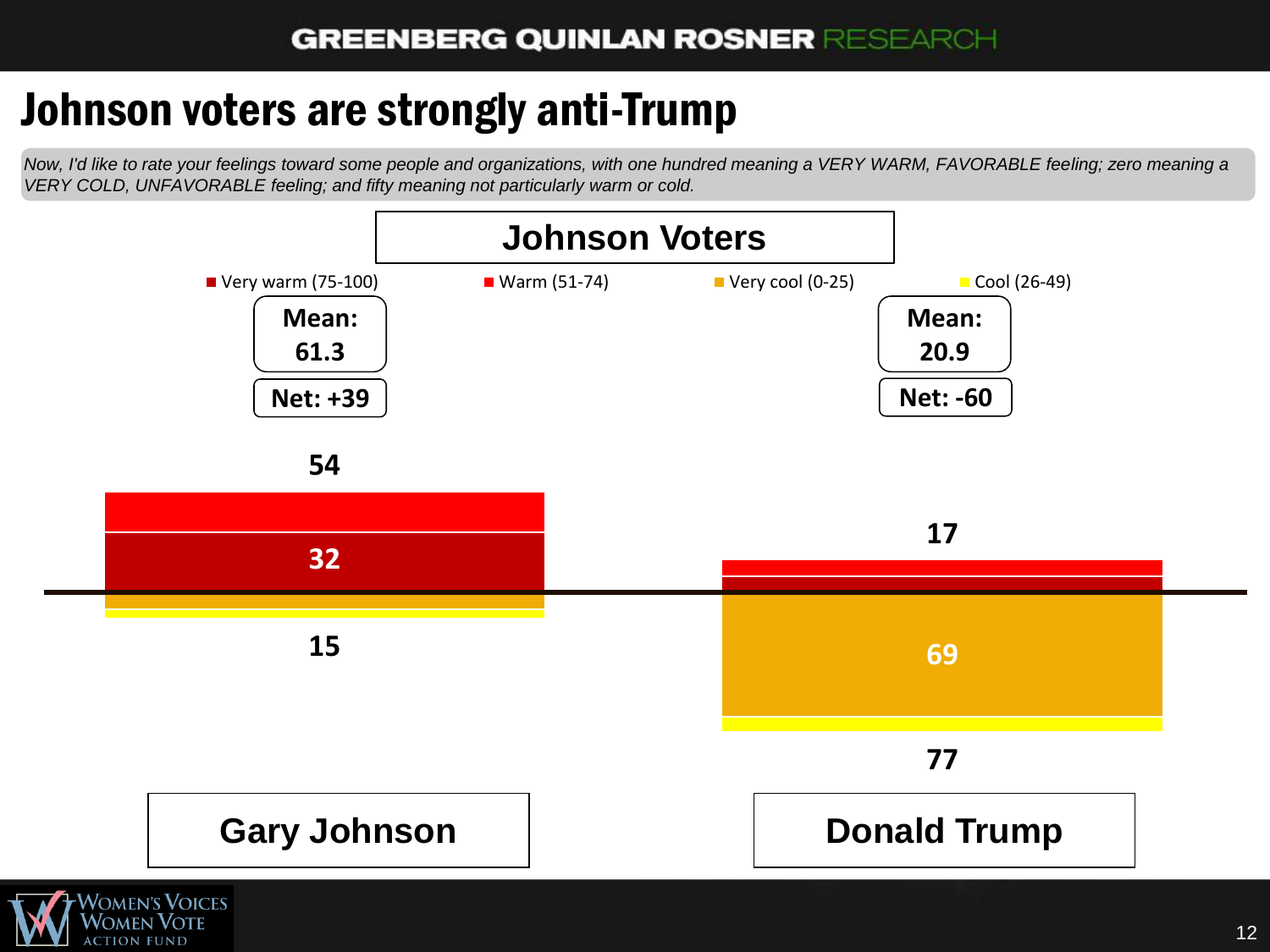# Johnson voters are strongly anti-Trump

*Now, I'd like to rate your feelings toward some people and organizations, with one hundred meaning a VERY WARM, FAVORABLE feeling; zero meaning a VERY COLD, UNFAVORABLE feeling; and fifty meaning not particularly warm or cold.*

## Johnson Voters

Legend: Very warm (75-100), Warm (51-74), Very cool (0-25), Cool (26-49)

| | Gary Johnson | Donald Trump |
|---|---|---|
| Mean | 61.3 | 20.9 |
| Net | +39 | -60 |
| Total warm | 54 | 17 |
| Very warm | 32 | |
| Total cool | 15 | 77 |
| Very cool | | 69 |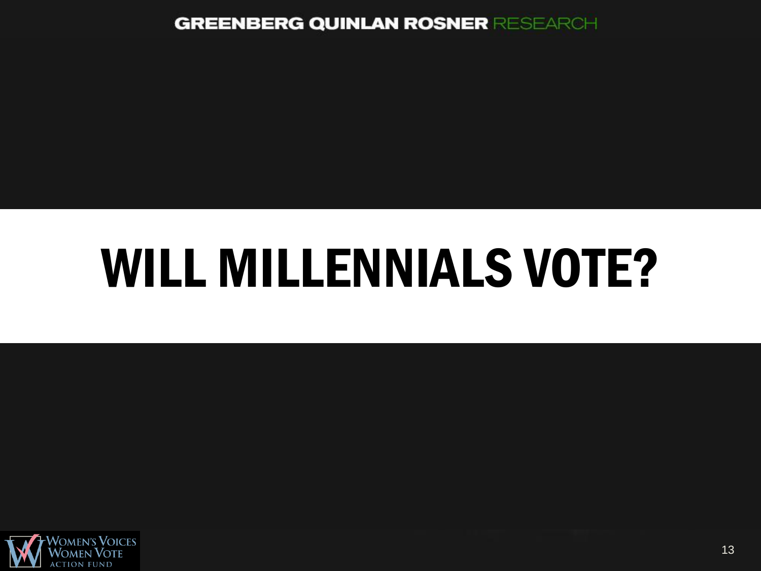# WILL MILLENNIALS VOTE?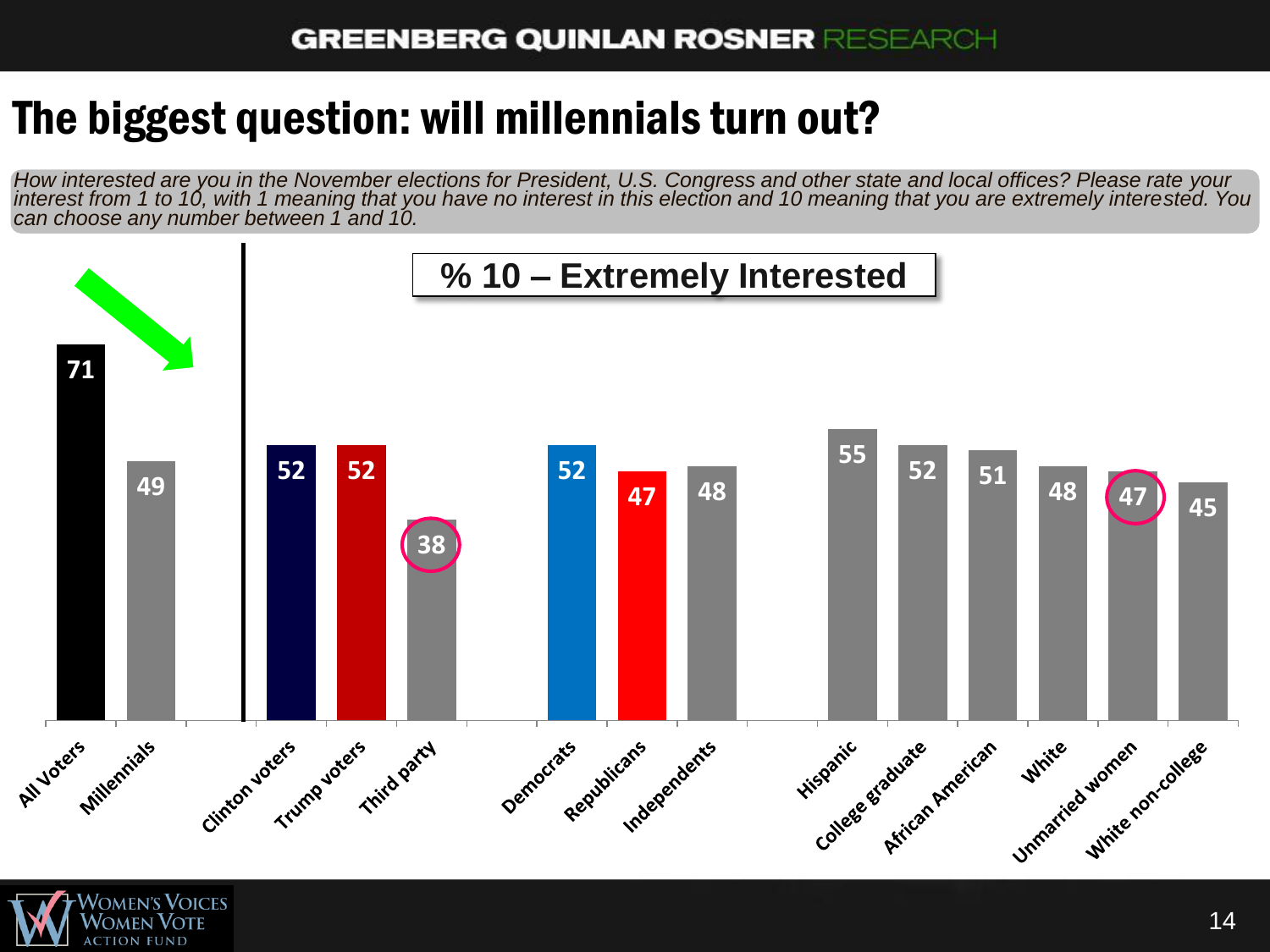# The biggest question: will millennials turn out?

*How interested are you in the November elections for President, U.S. Congress and other state and local offices? Please rate your interest from 1 to 10, with 1 meaning that you have no interest in this election and 10 meaning that you are extremely interested. You can choose any number between 1 and 10.*

**% 10 – Extremely Interested**

| Group | % 10 – Extremely Interested |
|---|---|
| All Voters | 71 |
| Millennials | 49 |
| Clinton voters | 52 |
| Trump voters | 52 |
| Third party | 38 |
| Democrats | 52 |
| Republicans | 47 |
| Independents | 48 |
| Hispanic | 55 |
| College graduate | 52 |
| African American | 51 |
| White | 48 |
| Unmarried women | 47 |
| White non-college | 45 |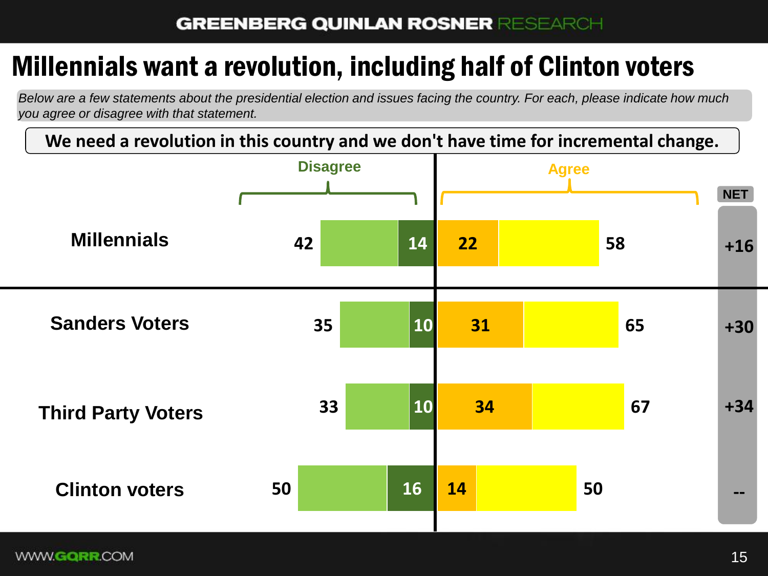# Millennials want a revolution, including half of Clinton voters

*Below are a few statements about the presidential election and issues facing the country. For each, please indicate how much you agree or disagree with that statement.*

**We need a revolution in this country and we don't have time for incremental change.**

| | Disagree (Total) | Strongly Disagree | Strongly Agree | Agree (Total) | NET |
|---|---|---|---|---|---|
| Millennials | 42 | 14 | 22 | 58 | +16 |
| Sanders Voters | 35 | 10 | 31 | 65 | +30 |
| Third Party Voters | 33 | 10 | 34 | 67 | +34 |
| Clinton voters | 50 | 16 | 14 | 50 | -- |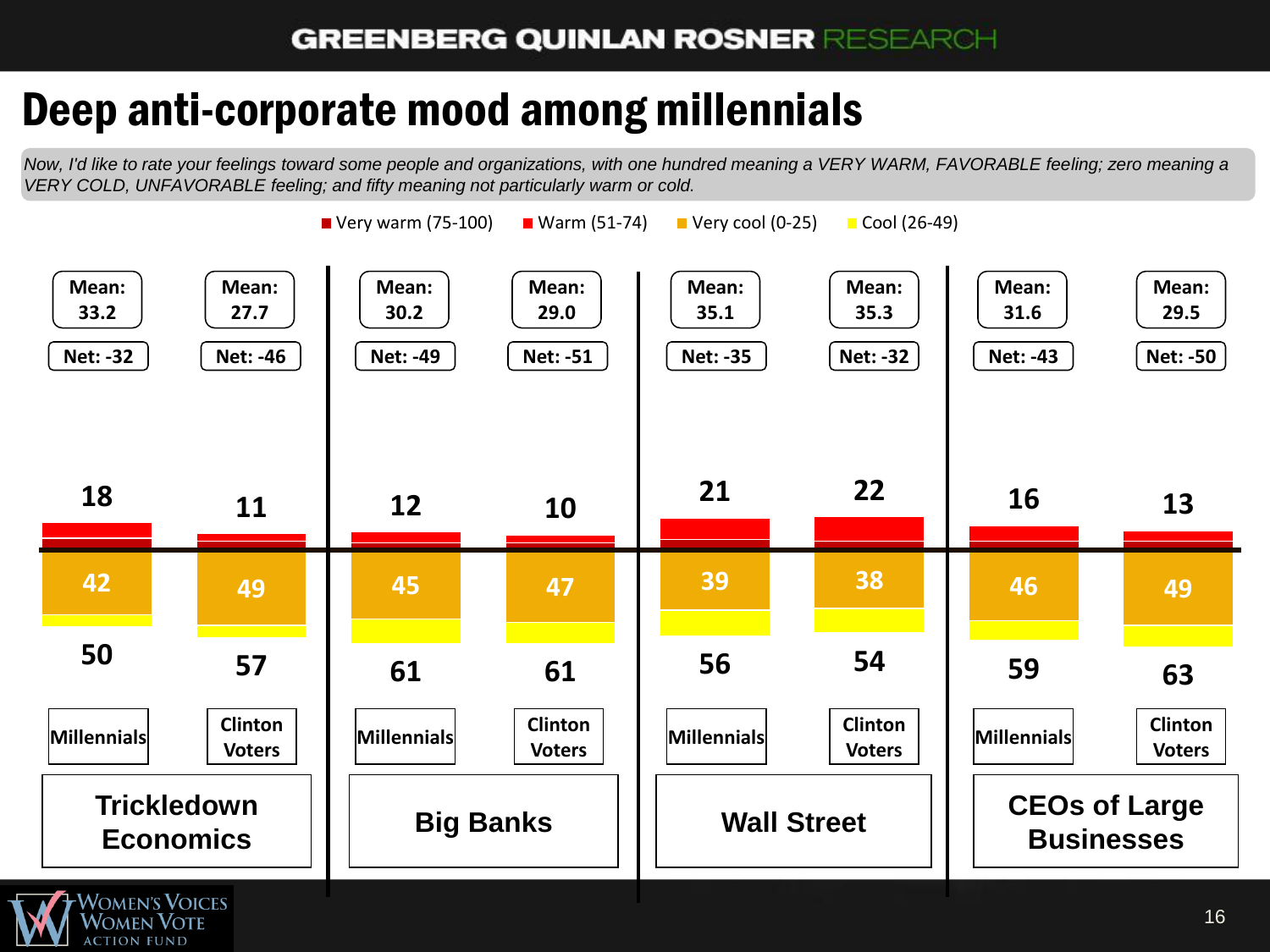# Deep anti-corporate mood among millennials

*Now, I'd like to rate your feelings toward some people and organizations, with one hundred meaning a VERY WARM, FAVORABLE feeling; zero meaning a VERY COLD, UNFAVORABLE feeling; and fifty meaning not particularly warm or cold.*

Very warm (75-100) | Warm (51-74) | Very cool (0-25) | Cool (26-49)

| | Trickledown Economics | | Big Banks | | Wall Street | | CEOs of Large Businesses | |
|---|---|---|---|---|---|---|---|---|
| | Millennials | Clinton Voters | Millennials | Clinton Voters | Millennials | Clinton Voters | Millennials | Clinton Voters |
| Mean | 33.2 | 27.7 | 30.2 | 29.0 | 35.1 | 35.3 | 31.6 | 29.5 |
| Net | -32 | -46 | -49 | -51 | -35 | -32 | -43 | -50 |
| Total warm | 18 | 11 | 12 | 10 | 21 | 22 | 16 | 13 |
| Very cool | 42 | 49 | 45 | 47 | 39 | 38 | 46 | 49 |
| Total cool | 50 | 57 | 61 | 61 | 56 | 54 | 59 | 63 |

Women's Voices Women Vote Action Fund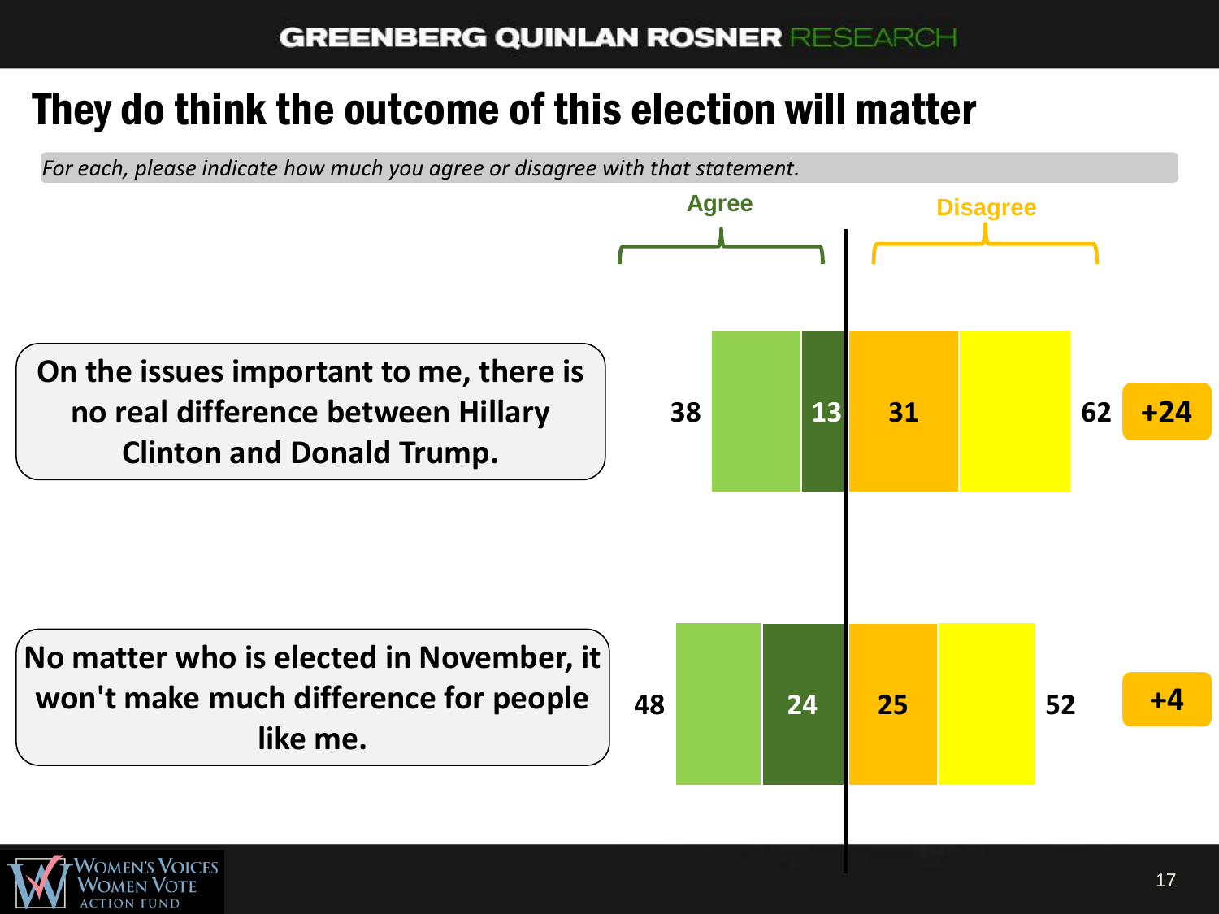# They do think the outcome of this election will matter

*For each, please indicate how much you agree or disagree with that statement.*

| Statement | Agree (total) | Strongly agree | Strongly disagree | Disagree (total) | Net |
|---|---|---|---|---|---|
| On the issues important to me, there is no real difference between Hillary Clinton and Donald Trump. | 38 | 13 | 31 | 62 | +24 |
| No matter who is elected in November, it won't make much difference for people like me. | 48 | 24 | 25 | 52 | +4 |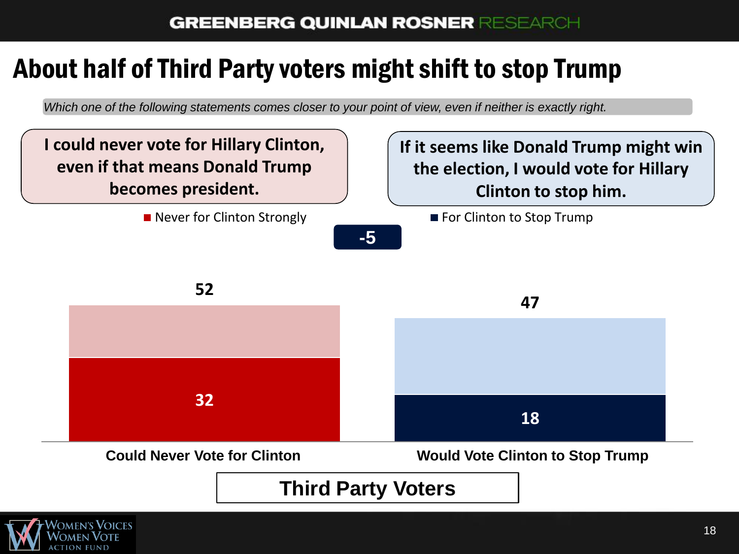# About half of Third Party voters might shift to stop Trump

*Which one of the following statements comes closer to your point of view, even if neither is exactly right.*

**I could never vote for Hillary Clinton, even if that means Donald Trump becomes president.**

**If it seems like Donald Trump might win the election, I would vote for Hillary Clinton to stop him.**

■ Never for Clinton Strongly ■ For Clinton to Stop Trump

**-5**

| | Could Never Vote for Clinton | Would Vote Clinton to Stop Trump |
|---|---|---|
| Total | 52 | 47 |
| Strongly / For Clinton to Stop Trump | 32 | 18 |

**Third Party Voters**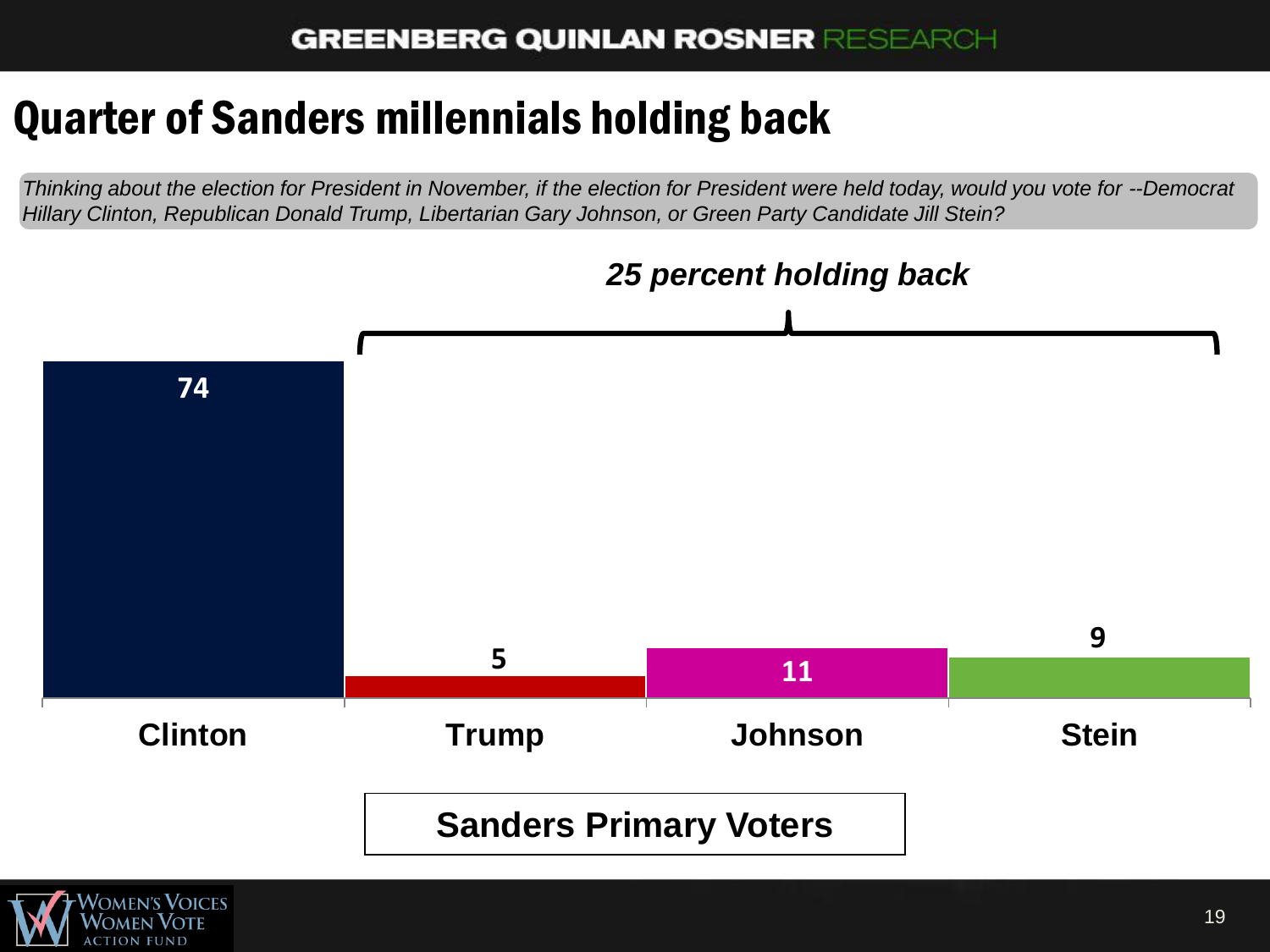# Quarter of Sanders millennials holding back

*Thinking about the election for President in November, if the election for President were held today, would you vote for --Democrat Hillary Clinton, Republican Donald Trump, Libertarian Gary Johnson, or Green Party Candidate Jill Stein?*

***25 percent holding back***

| | Clinton | Trump | Johnson | Stein |
|---|---|---|---|---|
| Sanders Primary Voters | 74 | 5 | 11 | 9 |

**Sanders Primary Voters**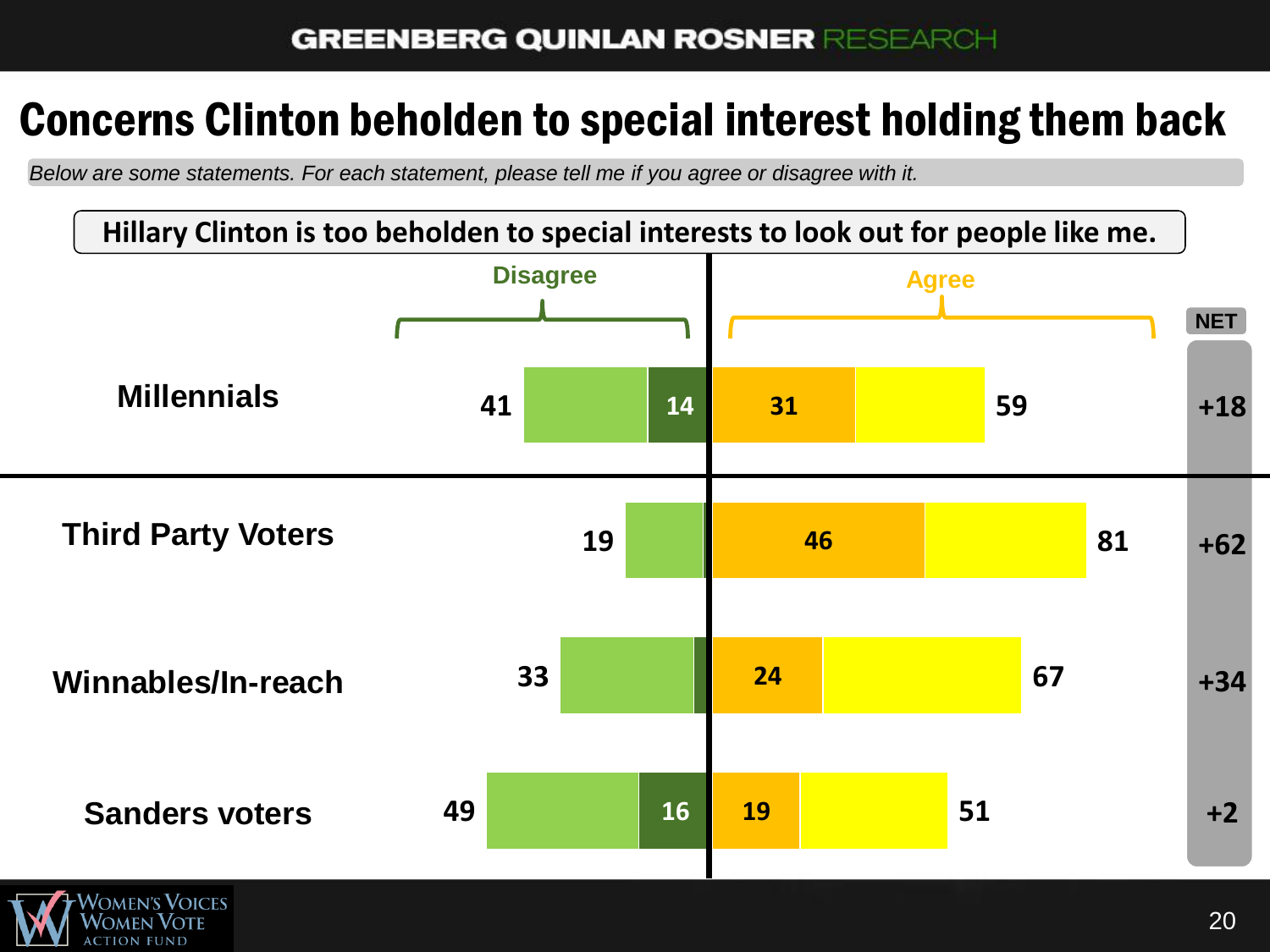# Concerns Clinton beholden to special interest holding them back

*Below are some statements. For each statement, please tell me if you agree or disagree with it.*

**Hillary Clinton is too beholden to special interests to look out for people like me.**

| | Disagree (total) | Strongly Disagree | Strongly Agree | Agree (total) | NET |
|---|---|---|---|---|---|
| Millennials | 41 | 14 | 31 | 59 | +18 |
| Third Party Voters | 19 | | 46 | 81 | +62 |
| Winnables/In-reach | 33 | | 24 | 67 | +34 |
| Sanders voters | 49 | 16 | 19 | 51 | +2 |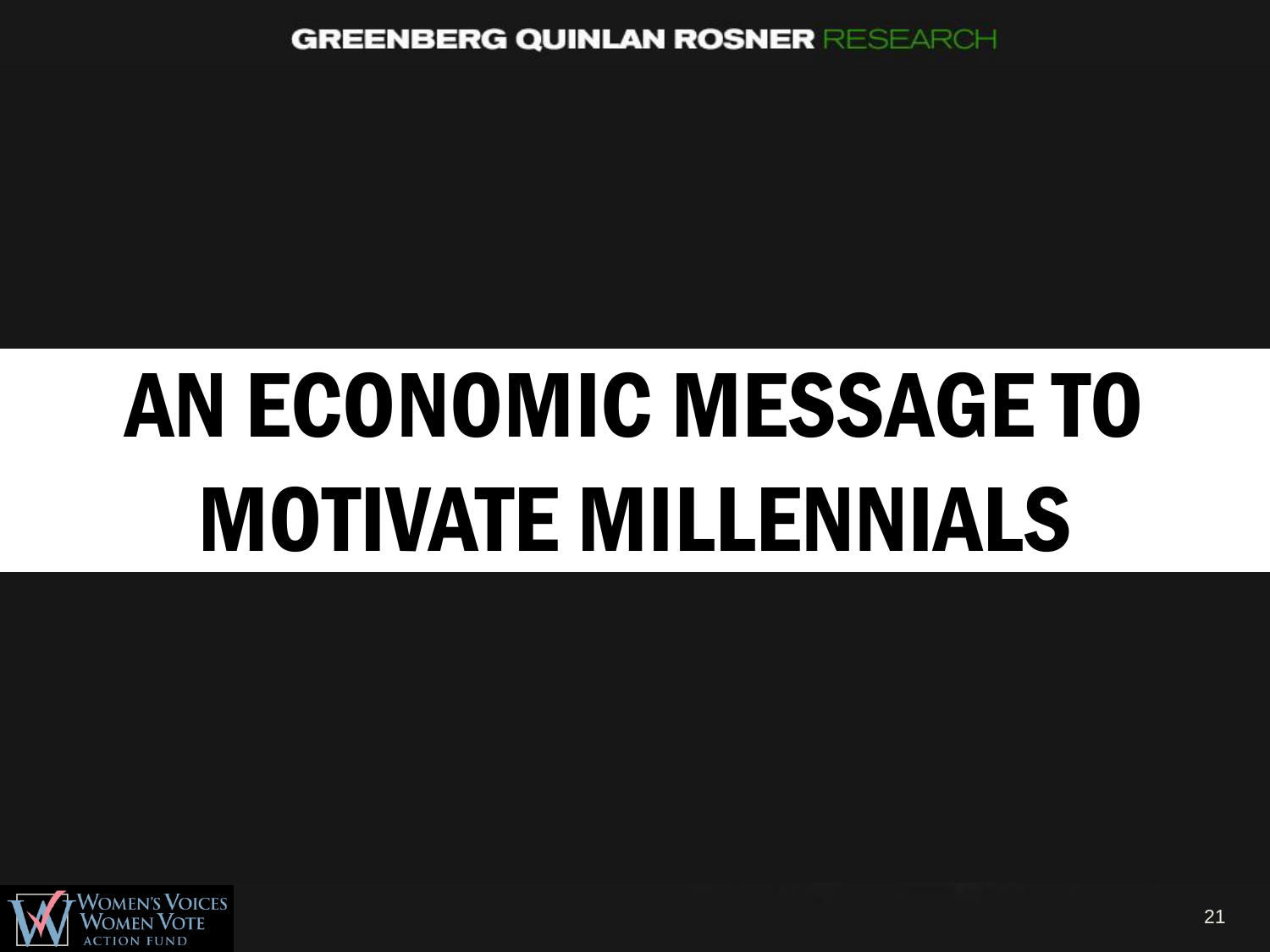# AN ECONOMIC MESSAGE TO MOTIVATE MILLENNIALS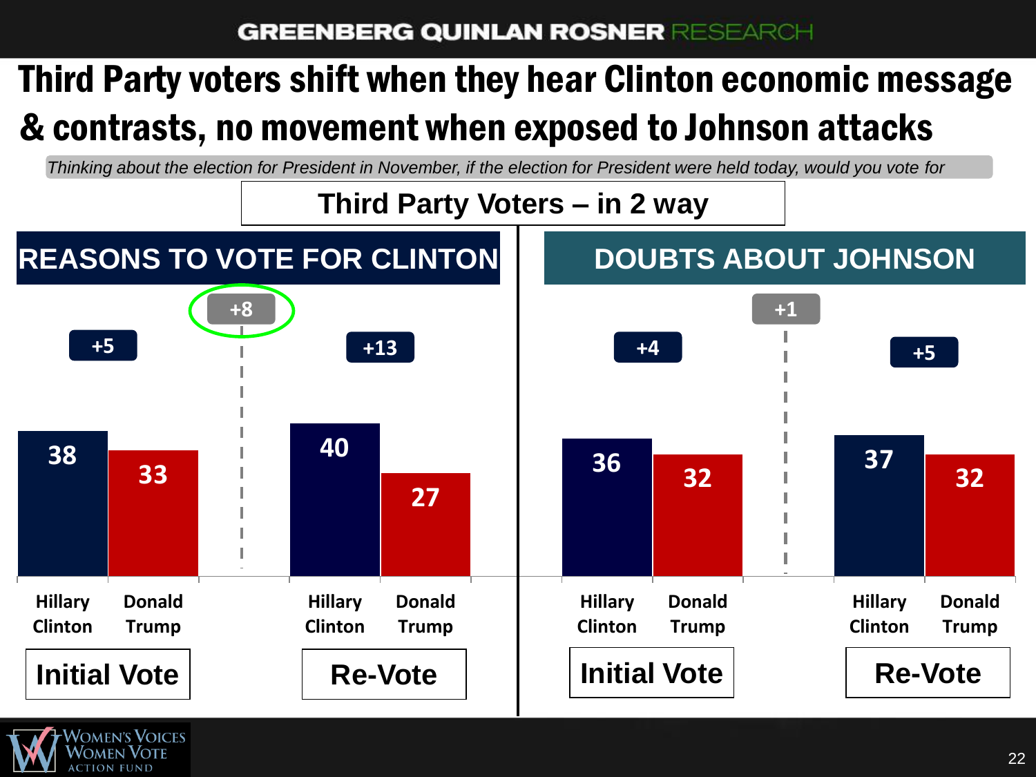# Third Party voters shift when they hear Clinton economic message & contrasts, no movement when exposed to Johnson attacks

*Thinking about the election for President in November, if the election for President were held today, would you vote for*

## Third Party Voters – in 2 way

### REASONS TO VOTE FOR CLINTON

| | Hillary Clinton | Donald Trump | Margin |
|---|---|---|---|
| Initial Vote | 38 | 33 | +5 |
| Re-Vote | 40 | 27 | +13 |

Shift: +8

### DOUBTS ABOUT JOHNSON

| | Hillary Clinton | Donald Trump | Margin |
|---|---|---|---|
| Initial Vote | 36 | 32 | +4 |
| Re-Vote | 37 | 32 | +5 |

Shift: +1

WOMEN'S VOICES WOMEN VOTE ACTION FUND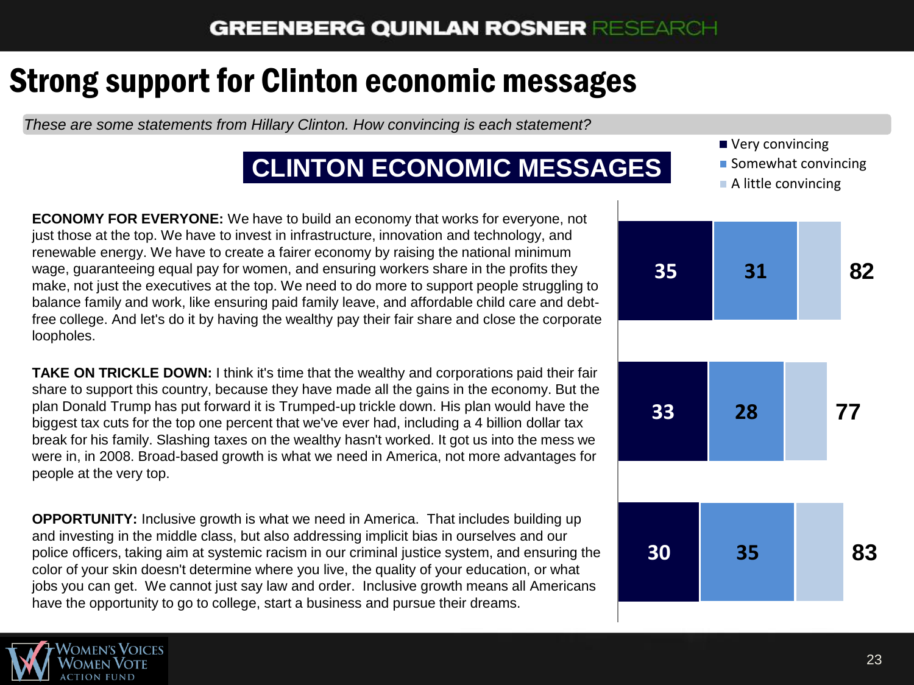# Strong support for Clinton economic messages

*These are some statements from Hillary Clinton. How convincing is each statement?*

## CLINTON ECONOMIC MESSAGES

| Message | Very convincing | Somewhat convincing | Total convincing |
|---|---|---|---|
| **ECONOMY FOR EVERYONE:** We have to build an economy that works for everyone, not just those at the top. We have to invest in infrastructure, innovation and technology, and renewable energy. We have to create a fairer economy by raising the national minimum wage, guaranteeing equal pay for women, and ensuring workers share in the profits they make, not just the executives at the top. We need to do more to support people struggling to balance family and work, like ensuring paid family leave, and affordable child care and debt-free college. And let's do it by having the wealthy pay their fair share and close the corporate loopholes. | 35 | 31 | 82 |
| **TAKE ON TRICKLE DOWN:** I think it's time that the wealthy and corporations paid their fair share to support this country, because they have made all the gains in the economy. But the plan Donald Trump has put forward it is Trumped-up trickle down. His plan would have the biggest tax cuts for the top one percent that we've ever had, including a 4 billion dollar tax break for his family. Slashing taxes on the wealthy hasn't worked. It got us into the mess we were in, in 2008. Broad-based growth is what we need in America, not more advantages for people at the very top. | 33 | 28 | 77 |
| **OPPORTUNITY:** Inclusive growth is what we need in America. That includes building up and investing in the middle class, but also addressing implicit bias in ourselves and our police officers, taking aim at systemic racism in our criminal justice system, and ensuring the color of your skin doesn't determine where you live, the quality of your education, or what jobs you can get. We cannot just say law and order. Inclusive growth means all Americans have the opportunity to go to college, start a business and pursue their dreams. | 30 | 35 | 83 |

Legend: Very convincing; Somewhat convincing; A little convincing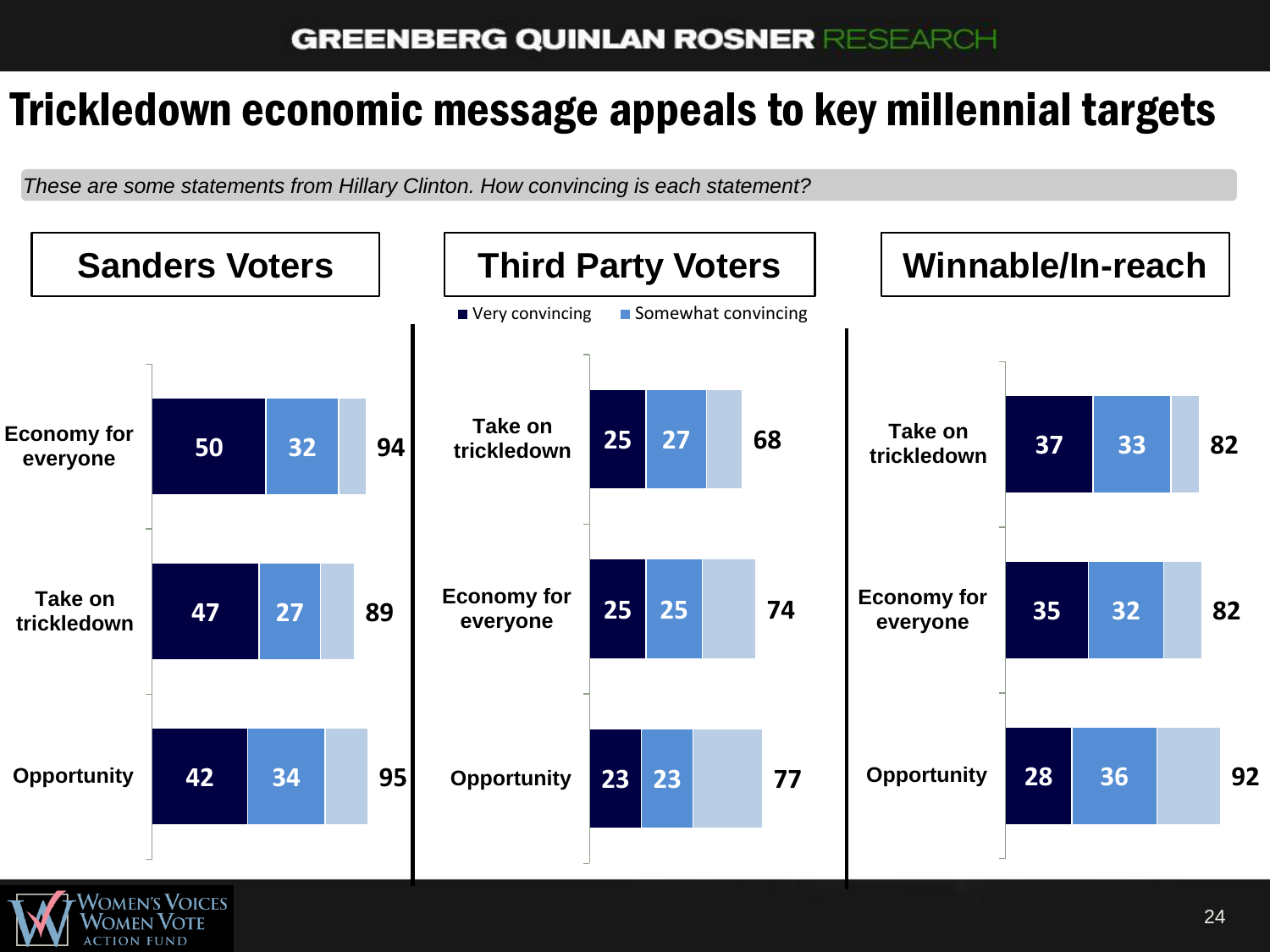# Trickledown economic message appeals to key millennial targets

*These are some statements from Hillary Clinton. How convincing is each statement?*

■ Very convincing ■ Somewhat convincing

## Sanders Voters

| Statement | Very convincing | Somewhat convincing | Total |
|---|---|---|---|
| Economy for everyone | 50 | 32 | 94 |
| Take on trickledown | 47 | 27 | 89 |
| Opportunity | 42 | 34 | 95 |

## Third Party Voters

| Statement | Very convincing | Somewhat convincing | Total |
|---|---|---|---|
| Take on trickledown | 25 | 27 | 68 |
| Economy for everyone | 25 | 25 | 74 |
| Opportunity | 23 | 23 | 77 |

## Winnable/In-reach

| Statement | Very convincing | Somewhat convincing | Total |
|---|---|---|---|
| Take on trickledown | 37 | 33 | 82 |
| Economy for everyone | 35 | 32 | 82 |
| Opportunity | 28 | 36 | 92 |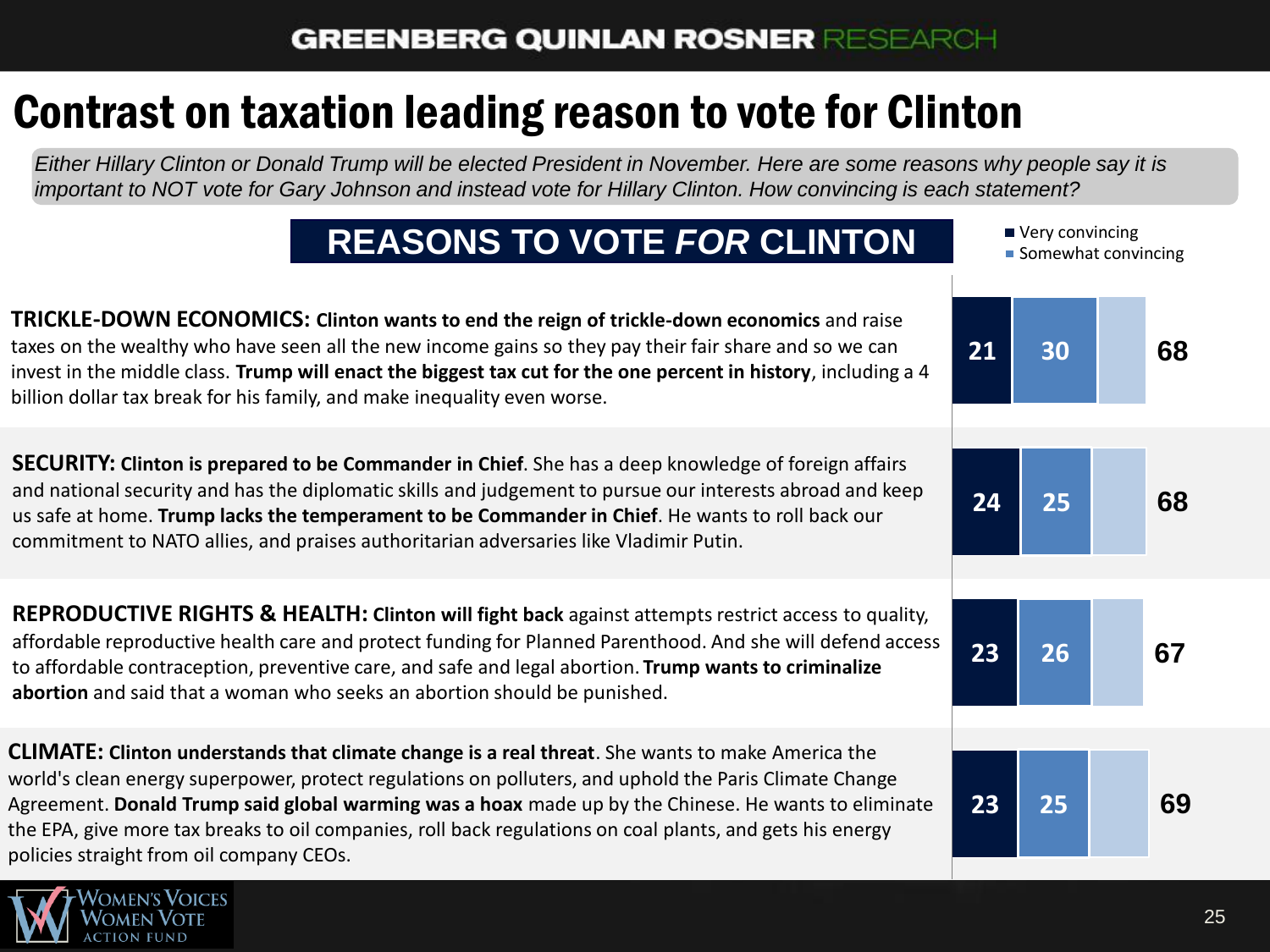# Contrast on taxation leading reason to vote for Clinton

*Either Hillary Clinton or Donald Trump will be elected President in November. Here are some reasons why people say it is important to NOT vote for Gary Johnson and instead vote for Hillary Clinton. How convincing is each statement?*

## REASONS TO VOTE *FOR* CLINTON

| Statement | Very convincing | Somewhat convincing | Total |
|---|---|---|---|
| **TRICKLE-DOWN ECONOMICS: Clinton wants to end the reign of trickle-down economics** and raise taxes on the wealthy who have seen all the new income gains so they pay their fair share and so we can invest in the middle class. **Trump will enact the biggest tax cut for the one percent in history**, including a 4 billion dollar tax break for his family, and make inequality even worse. | 21 | 30 | 68 |
| **SECURITY: Clinton is prepared to be Commander in Chief**. She has a deep knowledge of foreign affairs and national security and has the diplomatic skills and judgement to pursue our interests abroad and keep us safe at home. **Trump lacks the temperament to be Commander in Chief**. He wants to roll back our commitment to NATO allies, and praises authoritarian adversaries like Vladimir Putin. | 24 | 25 | 68 |
| **REPRODUCTIVE RIGHTS & HEALTH: Clinton will fight back** against attempts restrict access to quality, affordable reproductive health care and protect funding for Planned Parenthood. And she will defend access to affordable contraception, preventive care, and safe and legal abortion. **Trump wants to criminalize abortion** and said that a woman who seeks an abortion should be punished. | 23 | 26 | 67 |
| **CLIMATE: Clinton understands that climate change is a real threat**. She wants to make America the world's clean energy superpower, protect regulations on polluters, and uphold the Paris Climate Change Agreement. **Donald Trump said global warming was a hoax** made up by the Chinese. He wants to eliminate the EPA, give more tax breaks to oil companies, roll back regulations on coal plants, and gets his energy policies straight from oil company CEOs. | 23 | 25 | 69 |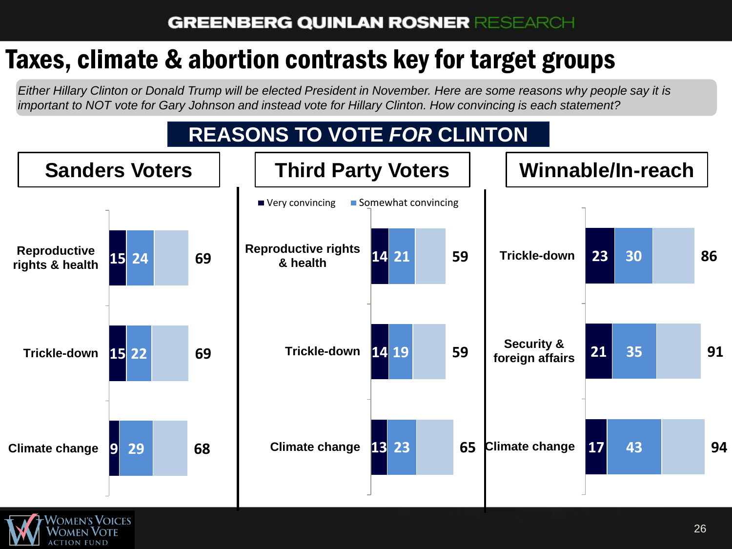# Taxes, climate & abortion contrasts key for target groups

*Either Hillary Clinton or Donald Trump will be elected President in November. Here are some reasons why people say it is important to NOT vote for Gary Johnson and instead vote for Hillary Clinton. How convincing is each statement?*

## REASONS TO VOTE *FOR* CLINTON

### Sanders Voters

| Statement | Very convincing | Somewhat convincing | Total |
|---|---|---|---|
| Reproductive rights & health | 15 | 24 | 69 |
| Trickle-down | 15 | 22 | 69 |
| Climate change | 9 | 29 | 68 |

### Third Party Voters

| Statement | Very convincing | Somewhat convincing | Total |
|---|---|---|---|
| Reproductive rights & health | 14 | 21 | 59 |
| Trickle-down | 14 | 19 | 59 |
| Climate change | 13 | 23 | 65 |

### Winnable/In-reach

| Statement | Very convincing | Somewhat convincing | Total |
|---|---|---|---|
| Trickle-down | 23 | 30 | 86 |
| Security & foreign affairs | 21 | 35 | 91 |
| Climate change | 17 | 43 | 94 |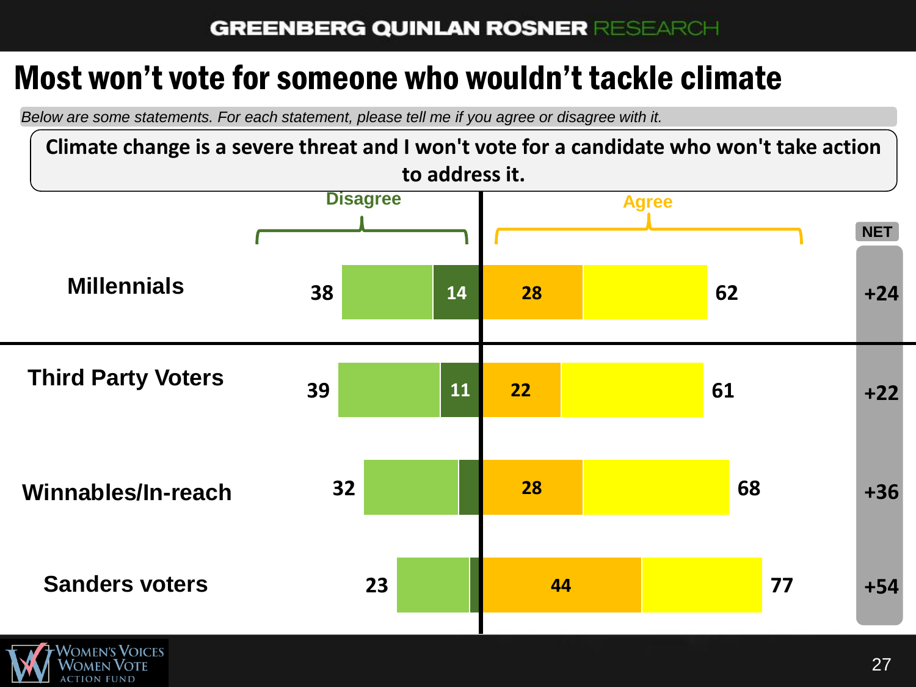# Most won't vote for someone who wouldn't tackle climate

*Below are some statements. For each statement, please tell me if you agree or disagree with it.*

**Climate change is a severe threat and I won't vote for a candidate who won't take action to address it.**

| | Disagree (total) | Strongly disagree | Strongly agree | Agree (total) | NET |
|---|---|---|---|---|---|
| Millennials | 38 | 14 | 28 | 62 | +24 |
| Third Party Voters | 39 | 11 | 22 | 61 | +22 |
| Winnables/In-reach | 32 | | 28 | 68 | +36 |
| Sanders voters | 23 | | 44 | 77 | +54 |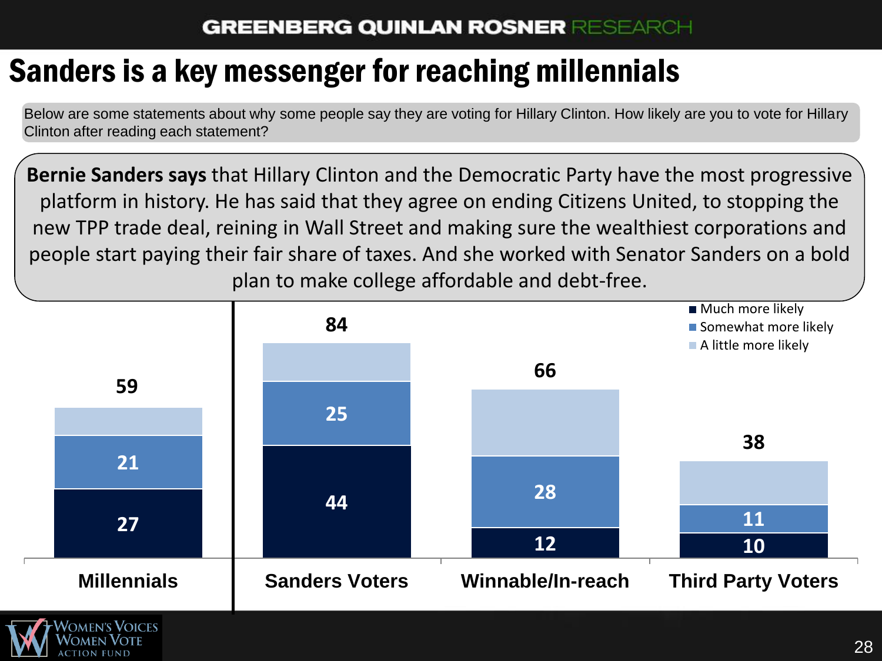# Sanders is a key messenger for reaching millennials

Below are some statements about why some people say they are voting for Hillary Clinton. How likely are you to vote for Hillary Clinton after reading each statement?

**Bernie Sanders says** that Hillary Clinton and the Democratic Party have the most progressive platform in history. He has said that they agree on ending Citizens United, to stopping the new TPP trade deal, reining in Wall Street and making sure the wealthiest corporations and people start paying their fair share of taxes. And she worked with Senator Sanders on a bold plan to make college affordable and debt-free.

| | Millennials | Sanders Voters | Winnable/In-reach | Third Party Voters |
|---|---|---|---|---|
| Total | 59 | 84 | 66 | 38 |
| Much more likely | 27 | 44 | 12 | 10 |
| Somewhat more likely | 21 | 25 | 28 | 11 |
| A little more likely | | | | |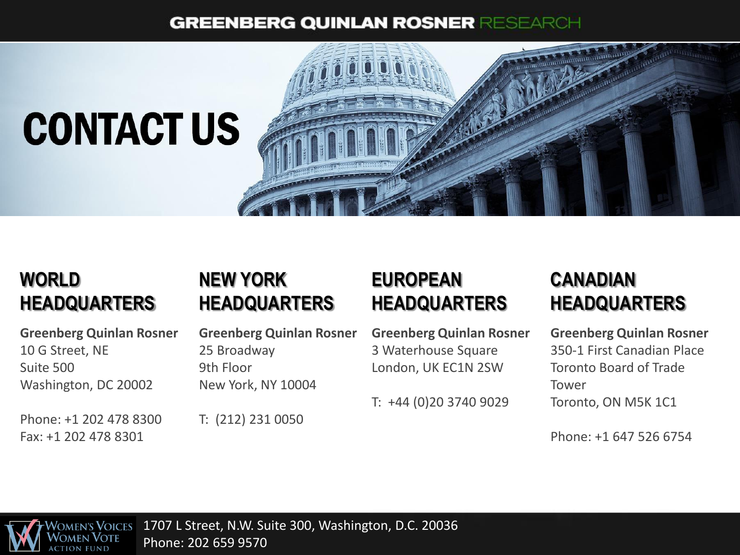# CONTACT US

## WORLD HEADQUARTERS

**Greenberg Quinlan Rosner**
10 G Street, NE
Suite 500
Washington, DC 20002

Phone: +1 202 478 8300
Fax: +1 202 478 8301

## NEW YORK HEADQUARTERS

**Greenberg Quinlan Rosner**
25 Broadway
9th Floor
New York, NY 10004

T: (212) 231 0050

## EUROPEAN HEADQUARTERS

**Greenberg Quinlan Rosner**
3 Waterhouse Square
London, UK EC1N 2SW

T: +44 (0)20 3740 9029

## CANADIAN HEADQUARTERS

**Greenberg Quinlan Rosner**
350-1 First Canadian Place
Toronto Board of Trade Tower
Toronto, ON M5K 1C1

Phone: +1 647 526 6754

Women's Voices Women Vote Action Fund
1707 L Street, N.W. Suite 300, Washington, D.C. 20036
Phone: 202 659 9570